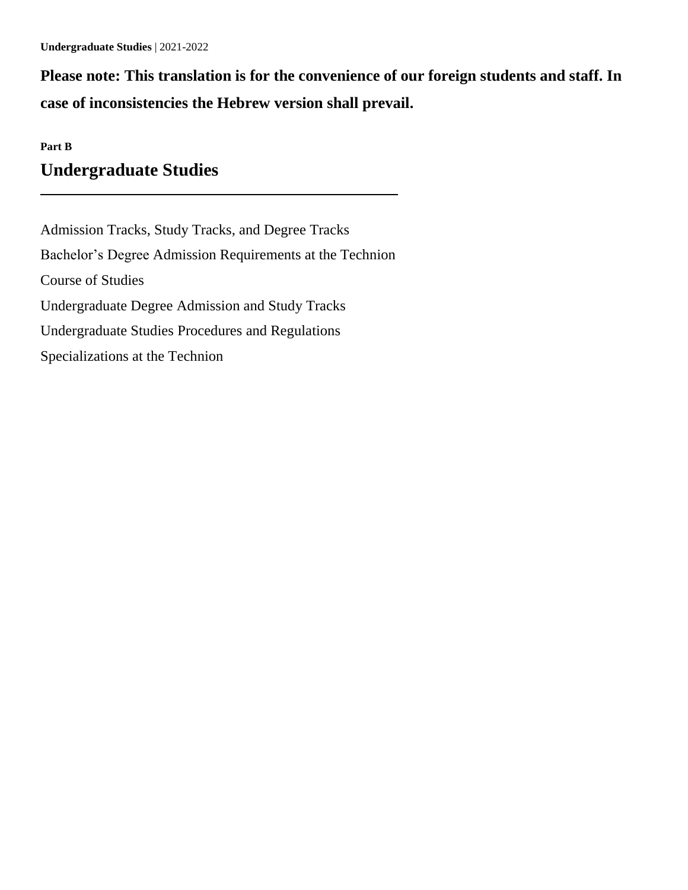**Please note: This translation is for the convenience of our foreign students and staff. In case of inconsistencies the Hebrew version shall prevail.**

**Part B**

# Undergraduate Studies

Admission Tracks, Study Tracks, and Degree Tracks

Bachelor's Degree Admission Requirements at the Technion

Course of Studies

Undergraduate Degree Admission and Study Tracks

Undergraduate Studies Procedures and Regulations

Specializations at the Technion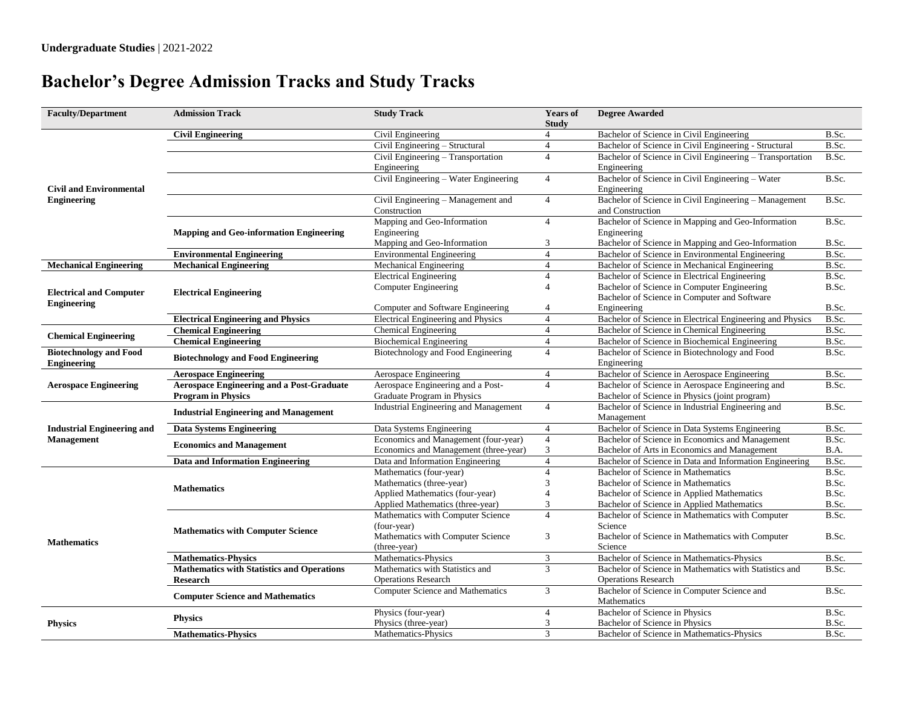**Undergraduate Studies** | 2021-2022

# Bachelor's Degree Admission Tracks and Study Tracks

| Faculty/Department | Admission Track | Study Track | Years of Study | Degree Awarded | |
|---|---|---|---|---|---|
| **Civil and Environmental Engineering** | **Civil Engineering** | Civil Engineering | 4 | Bachelor of Science in Civil Engineering | B.Sc. |
| | | Civil Engineering – Structural | 4 | Bachelor of Science in Civil Engineering - Structural | B.Sc. |
| | | Civil Engineering – Transportation Engineering | 4 | Bachelor of Science in Civil Engineering – Transportation Engineering | B.Sc. |
| | | Civil Engineering – Water Engineering | 4 | Bachelor of Science in Civil Engineering – Water Engineering | B.Sc. |
| | | Civil Engineering – Management and Construction | 4 | Bachelor of Science in Civil Engineering – Management and Construction | B.Sc. |
| | **Mapping and Geo-information Engineering** | Mapping and Geo-Information Engineering | 4 | Bachelor of Science in Mapping and Geo-Information Engineering | B.Sc. |
| | | Mapping and Geo-Information | 3 | Bachelor of Science in Mapping and Geo-Information | B.Sc. |
| | **Environmental Engineering** | Environmental Engineering | 4 | Bachelor of Science in Environmental Engineering | B.Sc. |
| **Mechanical Engineering** | **Mechanical Engineering** | Mechanical Engineering | 4 | Bachelor of Science in Mechanical Engineering | B.Sc. |
| **Electrical and Computer Engineering** | **Electrical Engineering** | Electrical Engineering | 4 | Bachelor of Science in Electrical Engineering | B.Sc. |
| | | Computer Engineering | 4 | Bachelor of Science in Computer Engineering | B.Sc. |
| | | Computer and Software Engineering | 4 | Bachelor of Science in Computer and Software Engineering | B.Sc. |
| | **Electrical Engineering and Physics** | Electrical Engineering and Physics | 4 | Bachelor of Science in Electrical Engineering and Physics | B.Sc. |
| **Chemical Engineering** | **Chemical Engineering** | Chemical Engineering | 4 | Bachelor of Science in Chemical Engineering | B.Sc. |
| | **Chemical Engineering** | Biochemical Engineering | 4 | Bachelor of Science in Biochemical Engineering | B.Sc. |
| **Biotechnology and Food Engineering** | **Biotechnology and Food Engineering** | Biotechnology and Food Engineering | 4 | Bachelor of Science in Biotechnology and Food Engineering | B.Sc. |
| **Aerospace Engineering** | **Aerospace Engineering** | Aerospace Engineering | 4 | Bachelor of Science in Aerospace Engineering | B.Sc. |
| | **Aerospace Engineering and a Post-Graduate Program in Physics** | Aerospace Engineering and a Post-Graduate Program in Physics | 4 | Bachelor of Science in Aerospace Engineering and Bachelor of Science in Physics (joint program) | B.Sc. |
| **Industrial Engineering and Management** | **Industrial Engineering and Management** | Industrial Engineering and Management | 4 | Bachelor of Science in Industrial Engineering and Management | B.Sc. |
| | **Data Systems Engineering** | Data Systems Engineering | 4 | Bachelor of Science in Data Systems Engineering | B.Sc. |
| | **Economics and Management** | Economics and Management (four-year) | 4 | Bachelor of Science in Economics and Management | B.Sc. |
| | | Economics and Management (three-year) | 3 | Bachelor of Arts in Economics and Management | B.A. |
| | **Data and Information Engineering** | Data and Information Engineering | 4 | Bachelor of Science in Data and Information Engineering | B.Sc. |
| **Mathematics** | **Mathematics** | Mathematics (four-year) | 4 | Bachelor of Science in Mathematics | B.Sc. |
| | | Mathematics (three-year) | 3 | Bachelor of Science in Mathematics | B.Sc. |
| | | Applied Mathematics (four-year) | 4 | Bachelor of Science in Applied Mathematics | B.Sc. |
| | | Applied Mathematics (three-year) | 3 | Bachelor of Science in Applied Mathematics | B.Sc. |
| | **Mathematics with Computer Science** | Mathematics with Computer Science (four-year) | 4 | Bachelor of Science in Mathematics with Computer Science | B.Sc. |
| | | Mathematics with Computer Science (three-year) | 3 | Bachelor of Science in Mathematics with Computer Science | B.Sc. |
| | **Mathematics-Physics** | Mathematics-Physics | 3 | Bachelor of Science in Mathematics-Physics | B.Sc. |
| | **Mathematics with Statistics and Operations Research** | Mathematics with Statistics and Operations Research | 3 | Bachelor of Science in Mathematics with Statistics and Operations Research | B.Sc. |
| | **Computer Science and Mathematics** | Computer Science and Mathematics | 3 | Bachelor of Science in Computer Science and Mathematics | B.Sc. |
| **Physics** | **Physics** | Physics (four-year) | 4 | Bachelor of Science in Physics | B.Sc. |
| | | Physics (three-year) | 3 | Bachelor of Science in Physics | B.Sc. |
| | **Mathematics-Physics** | Mathematics-Physics | 3 | Bachelor of Science in Mathematics-Physics | B.Sc. |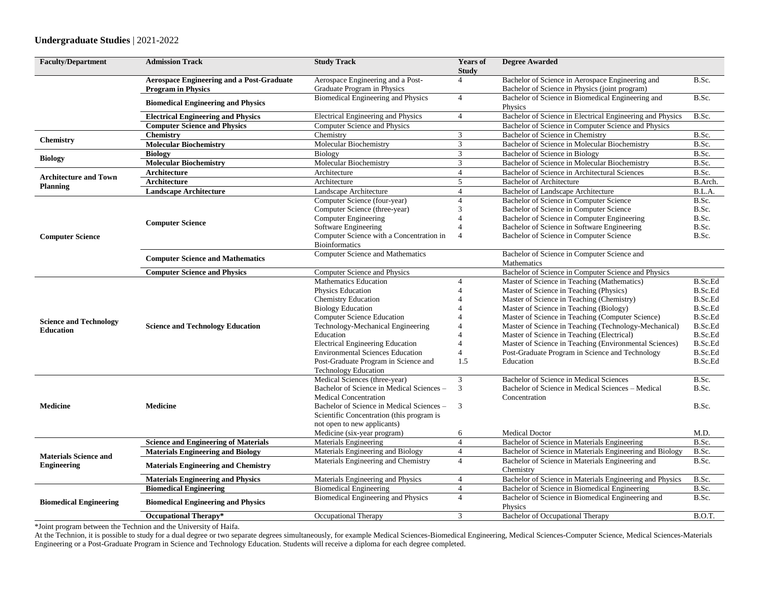**Undergraduate Studies** | 2021-2022

| Faculty/Department | Admission Track | Study Track | Years of Study | Degree Awarded | |
|---|---|---|---|---|---|
| | **Aerospace Engineering and a Post-Graduate Program in Physics** | Aerospace Engineering and a Post-Graduate Program in Physics | 4 | Bachelor of Science in Aerospace Engineering and Bachelor of Science in Physics (joint program) | B.Sc. |
| | **Biomedical Engineering and Physics** | Biomedical Engineering and Physics | 4 | Bachelor of Science in Biomedical Engineering and Physics | B.Sc. |
| | **Electrical Engineering and Physics** | Electrical Engineering and Physics | 4 | Bachelor of Science in Electrical Engineering and Physics | B.Sc. |
| | **Computer Science and Physics** | Computer Science and Physics | | Bachelor of Science in Computer Science and Physics | |
| **Chemistry** | **Chemistry** | Chemistry | 3 | Bachelor of Science in Chemistry | B.Sc. |
| | **Molecular Biochemistry** | Molecular Biochemistry | 3 | Bachelor of Science in Molecular Biochemistry | B.Sc. |
| **Biology** | **Biology** | Biology | 3 | Bachelor of Science in Biology | B.Sc. |
| | **Molecular Biochemistry** | Molecular Biochemistry | 3 | Bachelor of Science in Molecular Biochemistry | B.Sc. |
| **Architecture and Town Planning** | **Architecture** | Architecture | 4 | Bachelor of Science in Architectural Sciences | B.Sc. |
| | **Architecture** | Architecture | 5 | Bachelor of Architecture | B.Arch. |
| | **Landscape Architecture** | Landscape Architecture | 4 | Bachelor of Landscape Architecture | B.L.A. |
| **Computer Science** | **Computer Science** | Computer Science (four-year) | 4 | Bachelor of Science in Computer Science | B.Sc. |
| | | Computer Science (three-year) | 3 | Bachelor of Science in Computer Science | B.Sc. |
| | | Computer Engineering | 4 | Bachelor of Science in Computer Engineering | B.Sc. |
| | | Software Engineering | 4 | Bachelor of Science in Software Engineering | B.Sc. |
| | | Computer Science with a Concentration in Bioinformatics | 4 | Bachelor of Science in Computer Science | B.Sc. |
| | **Computer Science and Mathematics** | Computer Science and Mathematics | | Bachelor of Science in Computer Science and Mathematics | |
| | **Computer Science and Physics** | Computer Science and Physics | | Bachelor of Science in Computer Science and Physics | |
| **Science and Technology Education** | **Science and Technology Education** | Mathematics Education | 4 | Master of Science in Teaching (Mathematics) | B.Sc.Ed |
| | | Physics Education | 4 | Master of Science in Teaching (Physics) | B.Sc.Ed |
| | | Chemistry Education | 4 | Master of Science in Teaching (Chemistry) | B.Sc.Ed |
| | | Biology Education | 4 | Master of Science in Teaching (Biology) | B.Sc.Ed |
| | | Computer Science Education | 4 | Master of Science in Teaching (Computer Science) | B.Sc.Ed |
| | | Technology-Mechanical Engineering Education | 4 | Master of Science in Teaching (Technology-Mechanical) | B.Sc.Ed |
| | | | 4 | Master of Science in Teaching (Electrical) | B.Sc.Ed |
| | | Electrical Engineering Education | 4 | Master of Science in Teaching (Environmental Sciences) | B.Sc.Ed |
| | | Environmental Sciences Education | 4 | Post-Graduate Program in Science and Technology | B.Sc.Ed |
| | | Post-Graduate Program in Science and Technology Education | 1.5 | Education | B.Sc.Ed |
| **Medicine** | **Medicine** | Medical Sciences (three-year) | 3 | Bachelor of Science in Medical Sciences | B.Sc. |
| | | Bachelor of Science in Medical Sciences – Medical Concentration | 3 | Bachelor of Science in Medical Sciences – Medical Concentration | B.Sc. |
| | | Bachelor of Science in Medical Sciences – Scientific Concentration (this program is not open to new applicants) | 3 | | B.Sc. |
| | | Medicine (six-year program) | 6 | Medical Doctor | M.D. |
| **Materials Science and Engineering** | **Science and Engineering of Materials** | Materials Engineering | 4 | Bachelor of Science in Materials Engineering | B.Sc. |
| | **Materials Engineering and Biology** | Materials Engineering and Biology | 4 | Bachelor of Science in Materials Engineering and Biology | B.Sc. |
| | **Materials Engineering and Chemistry** | Materials Engineering and Chemistry | 4 | Bachelor of Science in Materials Engineering and Chemistry | B.Sc. |
| | **Materials Engineering and Physics** | Materials Engineering and Physics | 4 | Bachelor of Science in Materials Engineering and Physics | B.Sc. |
| **Biomedical Engineering** | **Biomedical Engineering** | Biomedical Engineering | 4 | Bachelor of Science in Biomedical Engineering | B.Sc. |
| | **Biomedical Engineering and Physics** | Biomedical Engineering and Physics | 4 | Bachelor of Science in Biomedical Engineering and Physics | B.Sc. |
| | **Occupational Therapy*** | Occupational Therapy | 3 | Bachelor of Occupational Therapy | B.O.T. |

*Joint program between the Technion and the University of Haifa.

At the Technion, it is possible to study for a dual degree or two separate degrees simultaneously, for example Medical Sciences-Biomedical Engineering, Medical Sciences-Computer Science, Medical Sciences-Materials Engineering or a Post-Graduate Program in Science and Technology Education. Students will receive a diploma for each degree completed.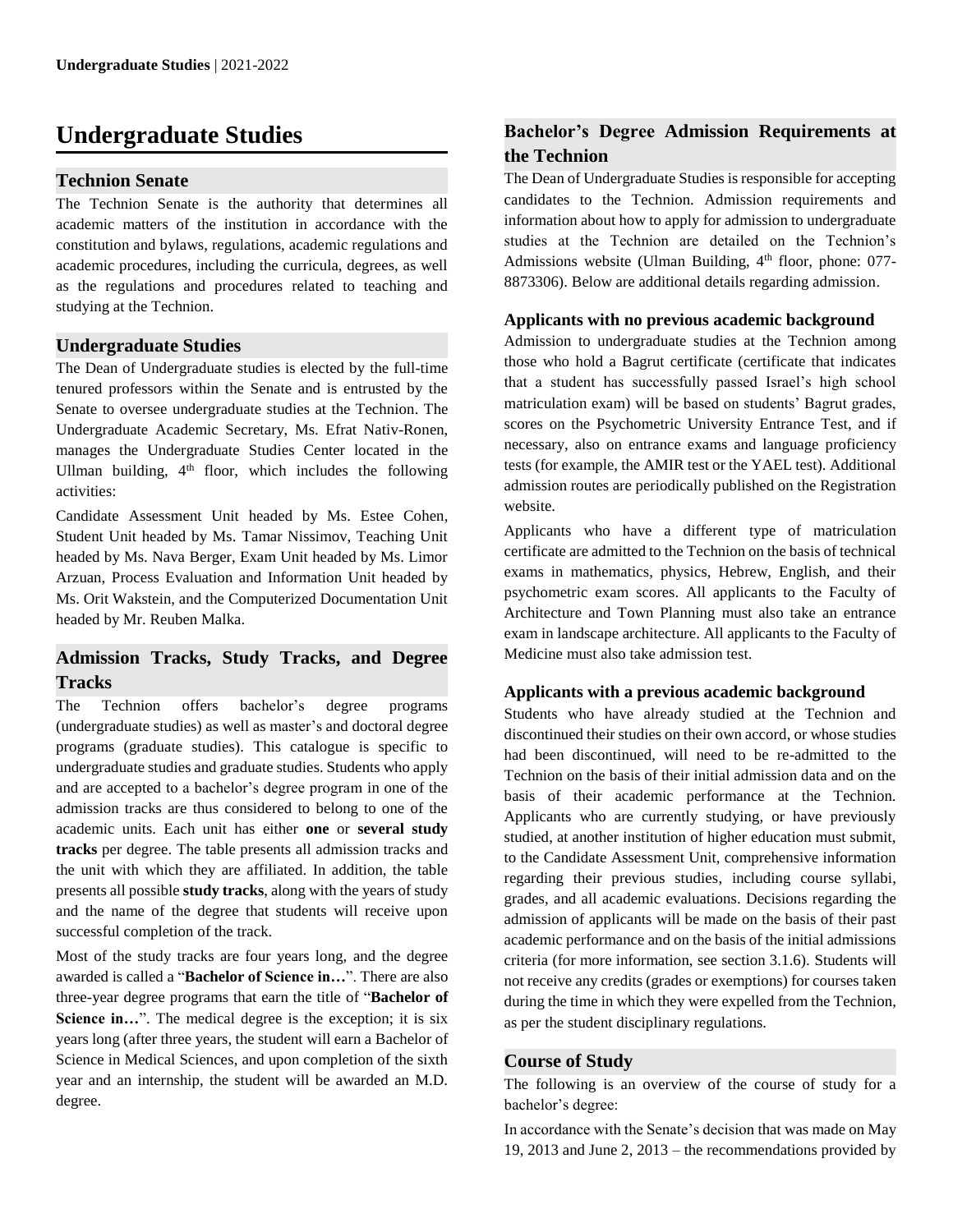# Undergraduate Studies

## Technion Senate

The Technion Senate is the authority that determines all academic matters of the institution in accordance with the constitution and bylaws, regulations, academic regulations and academic procedures, including the curricula, degrees, as well as the regulations and procedures related to teaching and studying at the Technion.

## Undergraduate Studies

The Dean of Undergraduate studies is elected by the full-time tenured professors within the Senate and is entrusted by the Senate to oversee undergraduate studies at the Technion. The Undergraduate Academic Secretary, Ms. Efrat Nativ-Ronen, manages the Undergraduate Studies Center located in the Ullman building, 4th floor, which includes the following activities:

Candidate Assessment Unit headed by Ms. Estee Cohen, Student Unit headed by Ms. Tamar Nissimov, Teaching Unit headed by Ms. Nava Berger, Exam Unit headed by Ms. Limor Arzuan, Process Evaluation and Information Unit headed by Ms. Orit Wakstein, and the Computerized Documentation Unit headed by Mr. Reuben Malka.

## Admission Tracks, Study Tracks, and Degree Tracks

The Technion offers bachelor's degree programs (undergraduate studies) as well as master's and doctoral degree programs (graduate studies). This catalogue is specific to undergraduate studies and graduate studies. Students who apply and are accepted to a bachelor's degree program in one of the admission tracks are thus considered to belong to one of the academic units. Each unit has either **one** or **several study tracks** per degree. The table presents all admission tracks and the unit with which they are affiliated. In addition, the table presents all possible **study tracks**, along with the years of study and the name of the degree that students will receive upon successful completion of the track.

Most of the study tracks are four years long, and the degree awarded is called a "**Bachelor of Science in…**". There are also three-year degree programs that earn the title of "**Bachelor of Science in…**". The medical degree is the exception; it is six years long (after three years, the student will earn a Bachelor of Science in Medical Sciences, and upon completion of the sixth year and an internship, the student will be awarded an M.D. degree.

## Bachelor's Degree Admission Requirements at the Technion

The Dean of Undergraduate Studies is responsible for accepting candidates to the Technion. Admission requirements and information about how to apply for admission to undergraduate studies at the Technion are detailed on the Technion's Admissions website (Ulman Building, 4th floor, phone: 077-8873306). Below are additional details regarding admission.

### Applicants with no previous academic background

Admission to undergraduate studies at the Technion among those who hold a Bagrut certificate (certificate that indicates that a student has successfully passed Israel's high school matriculation exam) will be based on students' Bagrut grades, scores on the Psychometric University Entrance Test, and if necessary, also on entrance exams and language proficiency tests (for example, the AMIR test or the YAEL test). Additional admission routes are periodically published on the Registration website.

Applicants who have a different type of matriculation certificate are admitted to the Technion on the basis of technical exams in mathematics, physics, Hebrew, English, and their psychometric exam scores. All applicants to the Faculty of Architecture and Town Planning must also take an entrance exam in landscape architecture. All applicants to the Faculty of Medicine must also take admission test.

### Applicants with a previous academic background

Students who have already studied at the Technion and discontinued their studies on their own accord, or whose studies had been discontinued, will need to be re-admitted to the Technion on the basis of their initial admission data and on the basis of their academic performance at the Technion. Applicants who are currently studying, or have previously studied, at another institution of higher education must submit, to the Candidate Assessment Unit, comprehensive information regarding their previous studies, including course syllabi, grades, and all academic evaluations. Decisions regarding the admission of applicants will be made on the basis of their past academic performance and on the basis of the initial admissions criteria (for more information, see section 3.1.6). Students will not receive any credits (grades or exemptions) for courses taken during the time in which they were expelled from the Technion, as per the student disciplinary regulations.

## Course of Study

The following is an overview of the course of study for a bachelor's degree:

In accordance with the Senate's decision that was made on May 19, 2013 and June 2, 2013 – the recommendations provided by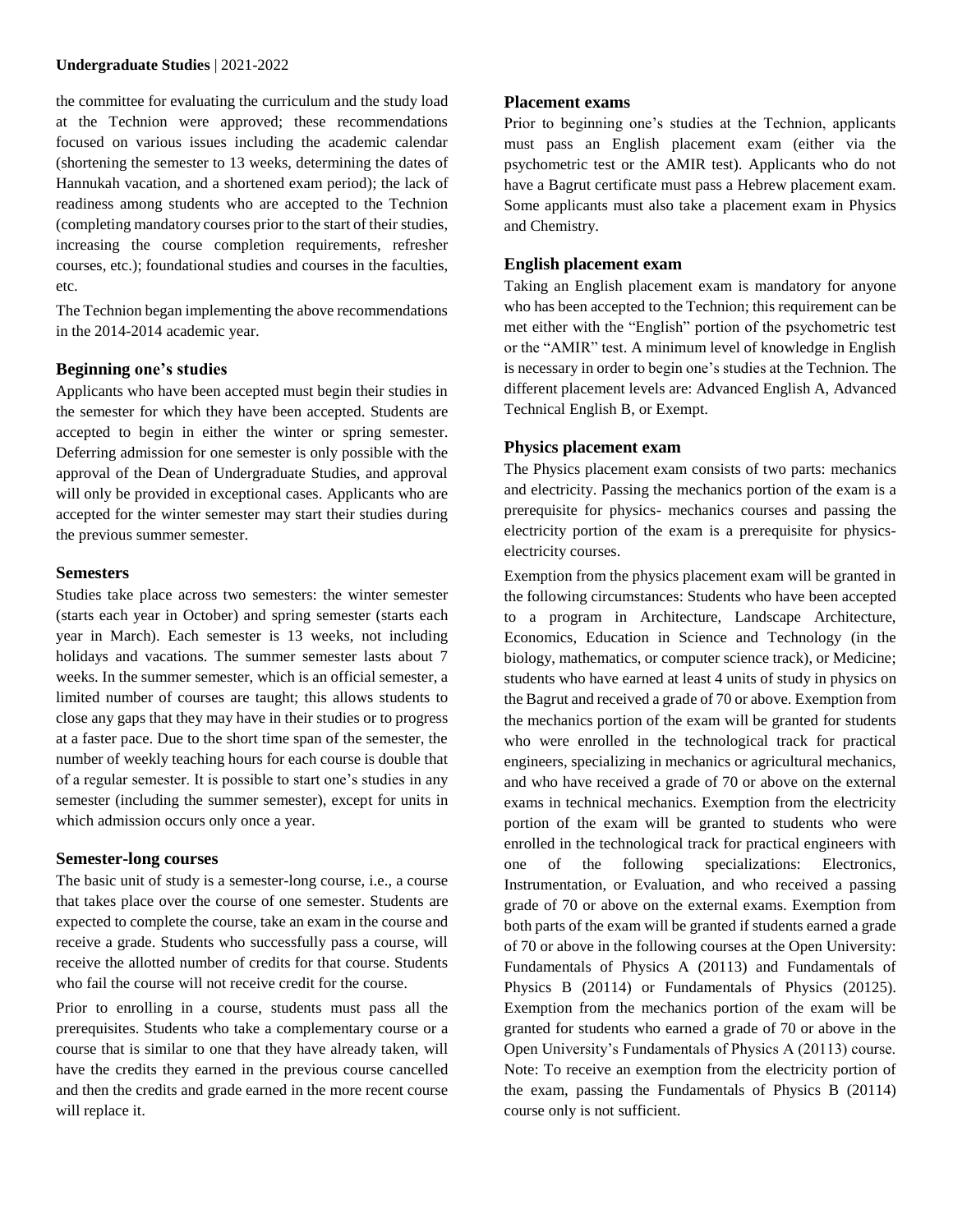the committee for evaluating the curriculum and the study load at the Technion were approved; these recommendations focused on various issues including the academic calendar (shortening the semester to 13 weeks, determining the dates of Hannukah vacation, and a shortened exam period); the lack of readiness among students who are accepted to the Technion (completing mandatory courses prior to the start of their studies, increasing the course completion requirements, refresher courses, etc.); foundational studies and courses in the faculties, etc.

The Technion began implementing the above recommendations in the 2014-2014 academic year.

### Beginning one's studies

Applicants who have been accepted must begin their studies in the semester for which they have been accepted. Students are accepted to begin in either the winter or spring semester. Deferring admission for one semester is only possible with the approval of the Dean of Undergraduate Studies, and approval will only be provided in exceptional cases. Applicants who are accepted for the winter semester may start their studies during the previous summer semester.

### Semesters

Studies take place across two semesters: the winter semester (starts each year in October) and spring semester (starts each year in March). Each semester is 13 weeks, not including holidays and vacations. The summer semester lasts about 7 weeks. In the summer semester, which is an official semester, a limited number of courses are taught; this allows students to close any gaps that they may have in their studies or to progress at a faster pace. Due to the short time span of the semester, the number of weekly teaching hours for each course is double that of a regular semester. It is possible to start one's studies in any semester (including the summer semester), except for units in which admission occurs only once a year.

### Semester-long courses

The basic unit of study is a semester-long course, i.e., a course that takes place over the course of one semester. Students are expected to complete the course, take an exam in the course and receive a grade. Students who successfully pass a course, will receive the allotted number of credits for that course. Students who fail the course will not receive credit for the course.

Prior to enrolling in a course, students must pass all the prerequisites. Students who take a complementary course or a course that is similar to one that they have already taken, will have the credits they earned in the previous course cancelled and then the credits and grade earned in the more recent course will replace it.

### Placement exams

Prior to beginning one's studies at the Technion, applicants must pass an English placement exam (either via the psychometric test or the AMIR test). Applicants who do not have a Bagrut certificate must pass a Hebrew placement exam. Some applicants must also take a placement exam in Physics and Chemistry.

### English placement exam

Taking an English placement exam is mandatory for anyone who has been accepted to the Technion; this requirement can be met either with the "English" portion of the psychometric test or the "AMIR" test. A minimum level of knowledge in English is necessary in order to begin one's studies at the Technion. The different placement levels are: Advanced English A, Advanced Technical English B, or Exempt.

### Physics placement exam

The Physics placement exam consists of two parts: mechanics and electricity. Passing the mechanics portion of the exam is a prerequisite for physics- mechanics courses and passing the electricity portion of the exam is a prerequisite for physics-electricity courses.

Exemption from the physics placement exam will be granted in the following circumstances: Students who have been accepted to a program in Architecture, Landscape Architecture, Economics, Education in Science and Technology (in the biology, mathematics, or computer science track), or Medicine; students who have earned at least 4 units of study in physics on the Bagrut and received a grade of 70 or above. Exemption from the mechanics portion of the exam will be granted for students who were enrolled in the technological track for practical engineers, specializing in mechanics or agricultural mechanics, and who have received a grade of 70 or above on the external exams in technical mechanics. Exemption from the electricity portion of the exam will be granted to students who were enrolled in the technological track for practical engineers with one of the following specializations: Electronics, Instrumentation, or Evaluation, and who received a passing grade of 70 or above on the external exams. Exemption from both parts of the exam will be granted if students earned a grade of 70 or above in the following courses at the Open University: Fundamentals of Physics A (20113) and Fundamentals of Physics B (20114) or Fundamentals of Physics (20125). Exemption from the mechanics portion of the exam will be granted for students who earned a grade of 70 or above in the Open University's Fundamentals of Physics A (20113) course. Note: To receive an exemption from the electricity portion of the exam, passing the Fundamentals of Physics B (20114) course only is not sufficient.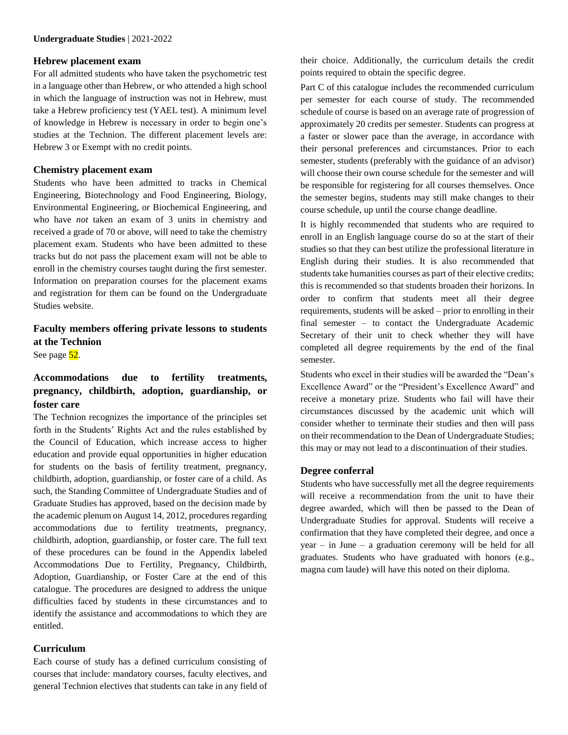## Hebrew placement exam

For all admitted students who have taken the psychometric test in a language other than Hebrew, or who attended a high school in which the language of instruction was not in Hebrew, must take a Hebrew proficiency test (YAEL test). A minimum level of knowledge in Hebrew is necessary in order to begin one's studies at the Technion. The different placement levels are: Hebrew 3 or Exempt with no credit points.

## Chemistry placement exam

Students who have been admitted to tracks in Chemical Engineering, Biotechnology and Food Engineering, Biology, Environmental Engineering, or Biochemical Engineering, and who have *not* taken an exam of 3 units in chemistry and received a grade of 70 or above, will need to take the chemistry placement exam. Students who have been admitted to these tracks but do not pass the placement exam will not be able to enroll in the chemistry courses taught during the first semester. Information on preparation courses for the placement exams and registration for them can be found on the Undergraduate Studies website.

## Faculty members offering private lessons to students at the Technion

See page 52.

## Accommodations due to fertility treatments, pregnancy, childbirth, adoption, guardianship, or foster care

The Technion recognizes the importance of the principles set forth in the Students' Rights Act and the rules established by the Council of Education, which increase access to higher education and provide equal opportunities in higher education for students on the basis of fertility treatment, pregnancy, childbirth, adoption, guardianship, or foster care of a child. As such, the Standing Committee of Undergraduate Studies and of Graduate Studies has approved, based on the decision made by the academic plenum on August 14, 2012, procedures regarding accommodations due to fertility treatments, pregnancy, childbirth, adoption, guardianship, or foster care. The full text of these procedures can be found in the Appendix labeled Accommodations Due to Fertility, Pregnancy, Childbirth, Adoption, Guardianship, or Foster Care at the end of this catalogue. The procedures are designed to address the unique difficulties faced by students in these circumstances and to identify the assistance and accommodations to which they are entitled.

## Curriculum

Each course of study has a defined curriculum consisting of courses that include: mandatory courses, faculty electives, and general Technion electives that students can take in any field of their choice. Additionally, the curriculum details the credit points required to obtain the specific degree.

Part C of this catalogue includes the recommended curriculum per semester for each course of study. The recommended schedule of course is based on an average rate of progression of approximately 20 credits per semester. Students can progress at a faster or slower pace than the average, in accordance with their personal preferences and circumstances. Prior to each semester, students (preferably with the guidance of an advisor) will choose their own course schedule for the semester and will be responsible for registering for all courses themselves. Once the semester begins, students may still make changes to their course schedule, up until the course change deadline.

It is highly recommended that students who are required to enroll in an English language course do so at the start of their studies so that they can best utilize the professional literature in English during their studies. It is also recommended that students take humanities courses as part of their elective credits; this is recommended so that students broaden their horizons. In order to confirm that students meet all their degree requirements, students will be asked – prior to enrolling in their final semester – to contact the Undergraduate Academic Secretary of their unit to check whether they will have completed all degree requirements by the end of the final semester.

Students who excel in their studies will be awarded the "Dean's Excellence Award" or the "President's Excellence Award" and receive a monetary prize. Students who fail will have their circumstances discussed by the academic unit which will consider whether to terminate their studies and then will pass on their recommendation to the Dean of Undergraduate Studies; this may or may not lead to a discontinuation of their studies.

## Degree conferral

Students who have successfully met all the degree requirements will receive a recommendation from the unit to have their degree awarded, which will then be passed to the Dean of Undergraduate Studies for approval. Students will receive a confirmation that they have completed their degree, and once a year – in June – a graduation ceremony will be held for all graduates. Students who have graduated with honors (e.g., magna cum laude) will have this noted on their diploma.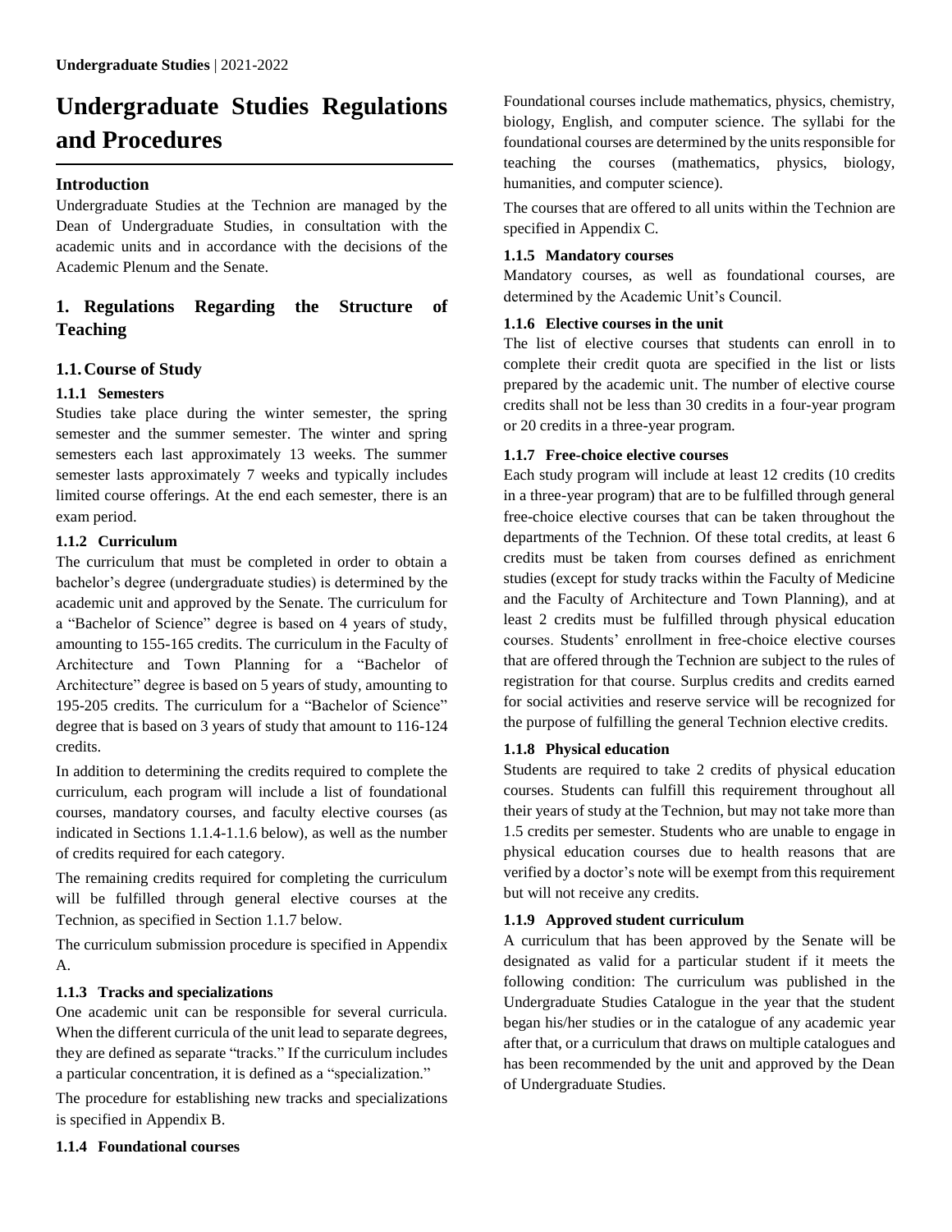# Undergraduate Studies Regulations and Procedures

## Introduction

Undergraduate Studies at the Technion are managed by the Dean of Undergraduate Studies, in consultation with the academic units and in accordance with the decisions of the Academic Plenum and the Senate.

## 1. Regulations Regarding the Structure of Teaching

### 1.1. Course of Study

#### 1.1.1 Semesters

Studies take place during the winter semester, the spring semester and the summer semester. The winter and spring semesters each last approximately 13 weeks. The summer semester lasts approximately 7 weeks and typically includes limited course offerings. At the end each semester, there is an exam period.

#### 1.1.2 Curriculum

The curriculum that must be completed in order to obtain a bachelor's degree (undergraduate studies) is determined by the academic unit and approved by the Senate. The curriculum for a "Bachelor of Science" degree is based on 4 years of study, amounting to 155-165 credits. The curriculum in the Faculty of Architecture and Town Planning for a "Bachelor of Architecture" degree is based on 5 years of study, amounting to 195-205 credits. The curriculum for a "Bachelor of Science" degree that is based on 3 years of study that amount to 116-124 credits.

In addition to determining the credits required to complete the curriculum, each program will include a list of foundational courses, mandatory courses, and faculty elective courses (as indicated in Sections 1.1.4-1.1.6 below), as well as the number of credits required for each category.

The remaining credits required for completing the curriculum will be fulfilled through general elective courses at the Technion, as specified in Section 1.1.7 below.

The curriculum submission procedure is specified in Appendix A.

#### 1.1.3 Tracks and specializations

One academic unit can be responsible for several curricula. When the different curricula of the unit lead to separate degrees, they are defined as separate "tracks." If the curriculum includes a particular concentration, it is defined as a "specialization."

The procedure for establishing new tracks and specializations is specified in Appendix B.

#### 1.1.4 Foundational courses

Foundational courses include mathematics, physics, chemistry, biology, English, and computer science. The syllabi for the foundational courses are determined by the units responsible for teaching the courses (mathematics, physics, biology, humanities, and computer science).

The courses that are offered to all units within the Technion are specified in Appendix C.

#### 1.1.5 Mandatory courses

Mandatory courses, as well as foundational courses, are determined by the Academic Unit's Council.

#### 1.1.6 Elective courses in the unit

The list of elective courses that students can enroll in to complete their credit quota are specified in the list or lists prepared by the academic unit. The number of elective course credits shall not be less than 30 credits in a four-year program or 20 credits in a three-year program.

#### 1.1.7 Free-choice elective courses

Each study program will include at least 12 credits (10 credits in a three-year program) that are to be fulfilled through general free-choice elective courses that can be taken throughout the departments of the Technion. Of these total credits, at least 6 credits must be taken from courses defined as enrichment studies (except for study tracks within the Faculty of Medicine and the Faculty of Architecture and Town Planning), and at least 2 credits must be fulfilled through physical education courses. Students' enrollment in free-choice elective courses that are offered through the Technion are subject to the rules of registration for that course. Surplus credits and credits earned for social activities and reserve service will be recognized for the purpose of fulfilling the general Technion elective credits.

#### 1.1.8 Physical education

Students are required to take 2 credits of physical education courses. Students can fulfill this requirement throughout all their years of study at the Technion, but may not take more than 1.5 credits per semester. Students who are unable to engage in physical education courses due to health reasons that are verified by a doctor's note will be exempt from this requirement but will not receive any credits.

#### 1.1.9 Approved student curriculum

A curriculum that has been approved by the Senate will be designated as valid for a particular student if it meets the following condition: The curriculum was published in the Undergraduate Studies Catalogue in the year that the student began his/her studies or in the catalogue of any academic year after that, or a curriculum that draws on multiple catalogues and has been recommended by the unit and approved by the Dean of Undergraduate Studies.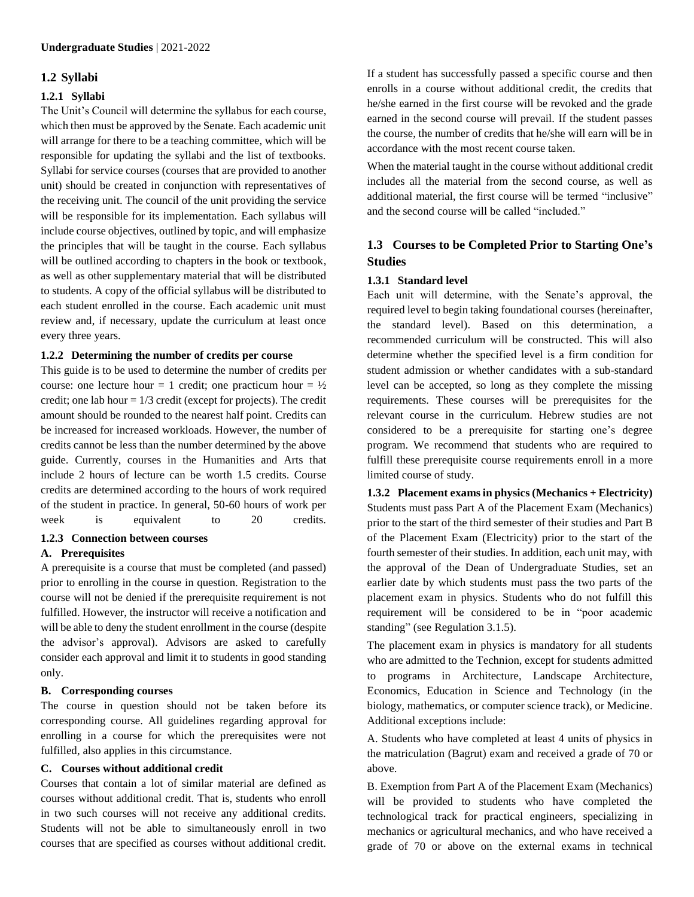## 1.2 Syllabi

### 1.2.1 Syllabi

The Unit's Council will determine the syllabus for each course, which then must be approved by the Senate. Each academic unit will arrange for there to be a teaching committee, which will be responsible for updating the syllabi and the list of textbooks. Syllabi for service courses (courses that are provided to another unit) should be created in conjunction with representatives of the receiving unit. The council of the unit providing the service will be responsible for its implementation. Each syllabus will include course objectives, outlined by topic, and will emphasize the principles that will be taught in the course. Each syllabus will be outlined according to chapters in the book or textbook, as well as other supplementary material that will be distributed to students. A copy of the official syllabus will be distributed to each student enrolled in the course. Each academic unit must review and, if necessary, update the curriculum at least once every three years.

### 1.2.2 Determining the number of credits per course

This guide is to be used to determine the number of credits per course: one lecture hour = 1 credit; one practicum hour = ½ credit; one lab hour = 1/3 credit (except for projects). The credit amount should be rounded to the nearest half point. Credits can be increased for increased workloads. However, the number of credits cannot be less than the number determined by the above guide. Currently, courses in the Humanities and Arts that include 2 hours of lecture can be worth 1.5 credits. Course credits are determined according to the hours of work required of the student in practice. In general, 50-60 hours of work per week is equivalent to 20 credits.

### 1.2.3 Connection between courses

**A. Prerequisites**

A prerequisite is a course that must be completed (and passed) prior to enrolling in the course in question. Registration to the course will not be denied if the prerequisite requirement is not fulfilled. However, the instructor will receive a notification and will be able to deny the student enrollment in the course (despite the advisor's approval). Advisors are asked to carefully consider each approval and limit it to students in good standing only.

**B. Corresponding courses**

The course in question should not be taken before its corresponding course. All guidelines regarding approval for enrolling in a course for which the prerequisites were not fulfilled, also applies in this circumstance.

**C. Courses without additional credit**

Courses that contain a lot of similar material are defined as courses without additional credit. That is, students who enroll in two such courses will not receive any additional credits. Students will not be able to simultaneously enroll in two courses that are specified as courses without additional credit. If a student has successfully passed a specific course and then enrolls in a course without additional credit, the credits that he/she earned in the first course will be revoked and the grade earned in the second course will prevail. If the student passes the course, the number of credits that he/she will earn will be in accordance with the most recent course taken.

When the material taught in the course without additional credit includes all the material from the second course, as well as additional material, the first course will be termed "inclusive" and the second course will be called "included."

## 1.3 Courses to be Completed Prior to Starting One's Studies

### 1.3.1 Standard level

Each unit will determine, with the Senate's approval, the required level to begin taking foundational courses (hereinafter, the standard level). Based on this determination, a recommended curriculum will be constructed. This will also determine whether the specified level is a firm condition for student admission or whether candidates with a sub-standard level can be accepted, so long as they complete the missing requirements. These courses will be prerequisites for the relevant course in the curriculum. Hebrew studies are not considered to be a prerequisite for starting one's degree program. We recommend that students who are required to fulfill these prerequisite course requirements enroll in a more limited course of study.

### 1.3.2 Placement exams in physics (Mechanics + Electricity)

Students must pass Part A of the Placement Exam (Mechanics) prior to the start of the third semester of their studies and Part B of the Placement Exam (Electricity) prior to the start of the fourth semester of their studies. In addition, each unit may, with the approval of the Dean of Undergraduate Studies, set an earlier date by which students must pass the two parts of the placement exam in physics. Students who do not fulfill this requirement will be considered to be in "poor academic standing" (see Regulation 3.1.5).

The placement exam in physics is mandatory for all students who are admitted to the Technion, except for students admitted to programs in Architecture, Landscape Architecture, Economics, Education in Science and Technology (in the biology, mathematics, or computer science track), or Medicine. Additional exceptions include:

A. Students who have completed at least 4 units of physics in the matriculation (Bagrut) exam and received a grade of 70 or above.

B. Exemption from Part A of the Placement Exam (Mechanics) will be provided to students who have completed the technological track for practical engineers, specializing in mechanics or agricultural mechanics, and who have received a grade of 70 or above on the external exams in technical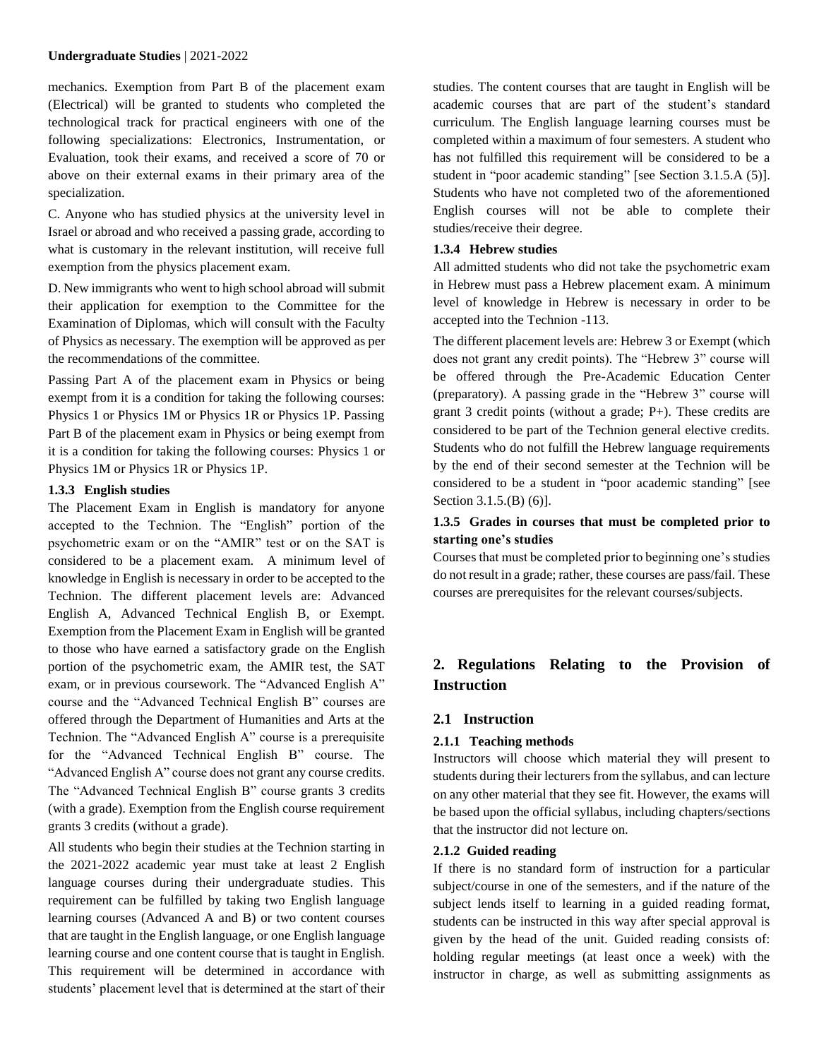mechanics. Exemption from Part B of the placement exam (Electrical) will be granted to students who completed the technological track for practical engineers with one of the following specializations: Electronics, Instrumentation, or Evaluation, took their exams, and received a score of 70 or above on their external exams in their primary area of the specialization.

C. Anyone who has studied physics at the university level in Israel or abroad and who received a passing grade, according to what is customary in the relevant institution, will receive full exemption from the physics placement exam.

D. New immigrants who went to high school abroad will submit their application for exemption to the Committee for the Examination of Diplomas, which will consult with the Faculty of Physics as necessary. The exemption will be approved as per the recommendations of the committee.

Passing Part A of the placement exam in Physics or being exempt from it is a condition for taking the following courses: Physics 1 or Physics 1M or Physics 1R or Physics 1P. Passing Part B of the placement exam in Physics or being exempt from it is a condition for taking the following courses: Physics 1 or Physics 1M or Physics 1R or Physics 1P.

#### 1.3.3 English studies

The Placement Exam in English is mandatory for anyone accepted to the Technion. The "English" portion of the psychometric exam or on the "AMIR" test or on the SAT is considered to be a placement exam. A minimum level of knowledge in English is necessary in order to be accepted to the Technion. The different placement levels are: Advanced English A, Advanced Technical English B, or Exempt. Exemption from the Placement Exam in English will be granted to those who have earned a satisfactory grade on the English portion of the psychometric exam, the AMIR test, the SAT exam, or in previous coursework. The "Advanced English A" course and the "Advanced Technical English B" courses are offered through the Department of Humanities and Arts at the Technion. The "Advanced English A" course is a prerequisite for the "Advanced Technical English B" course. The "Advanced English A" course does not grant any course credits. The "Advanced Technical English B" course grants 3 credits (with a grade). Exemption from the English course requirement grants 3 credits (without a grade).

All students who begin their studies at the Technion starting in the 2021-2022 academic year must take at least 2 English language courses during their undergraduate studies. This requirement can be fulfilled by taking two English language learning courses (Advanced A and B) or two content courses that are taught in the English language, or one English language learning course and one content course that is taught in English. This requirement will be determined in accordance with students' placement level that is determined at the start of their studies. The content courses that are taught in English will be academic courses that are part of the student's standard curriculum. The English language learning courses must be completed within a maximum of four semesters. A student who has not fulfilled this requirement will be considered to be a student in "poor academic standing" [see Section 3.1.5.A (5)]. Students who have not completed two of the aforementioned English courses will not be able to complete their studies/receive their degree.

#### 1.3.4 Hebrew studies

All admitted students who did not take the psychometric exam in Hebrew must pass a Hebrew placement exam. A minimum level of knowledge in Hebrew is necessary in order to be accepted into the Technion -113.

The different placement levels are: Hebrew 3 or Exempt (which does not grant any credit points). The "Hebrew 3" course will be offered through the Pre-Academic Education Center (preparatory). A passing grade in the "Hebrew 3" course will grant 3 credit points (without a grade; P+). These credits are considered to be part of the Technion general elective credits. Students who do not fulfill the Hebrew language requirements by the end of their second semester at the Technion will be considered to be a student in "poor academic standing" [see Section 3.1.5.(B) (6)].

#### 1.3.5 Grades in courses that must be completed prior to starting one's studies

Courses that must be completed prior to beginning one's studies do not result in a grade; rather, these courses are pass/fail. These courses are prerequisites for the relevant courses/subjects.

## 2. Regulations Relating to the Provision of Instruction

### 2.1 Instruction

#### 2.1.1 Teaching methods

Instructors will choose which material they will present to students during their lecturers from the syllabus, and can lecture on any other material that they see fit. However, the exams will be based upon the official syllabus, including chapters/sections that the instructor did not lecture on.

#### 2.1.2 Guided reading

If there is no standard form of instruction for a particular subject/course in one of the semesters, and if the nature of the subject lends itself to learning in a guided reading format, students can be instructed in this way after special approval is given by the head of the unit. Guided reading consists of: holding regular meetings (at least once a week) with the instructor in charge, as well as submitting assignments as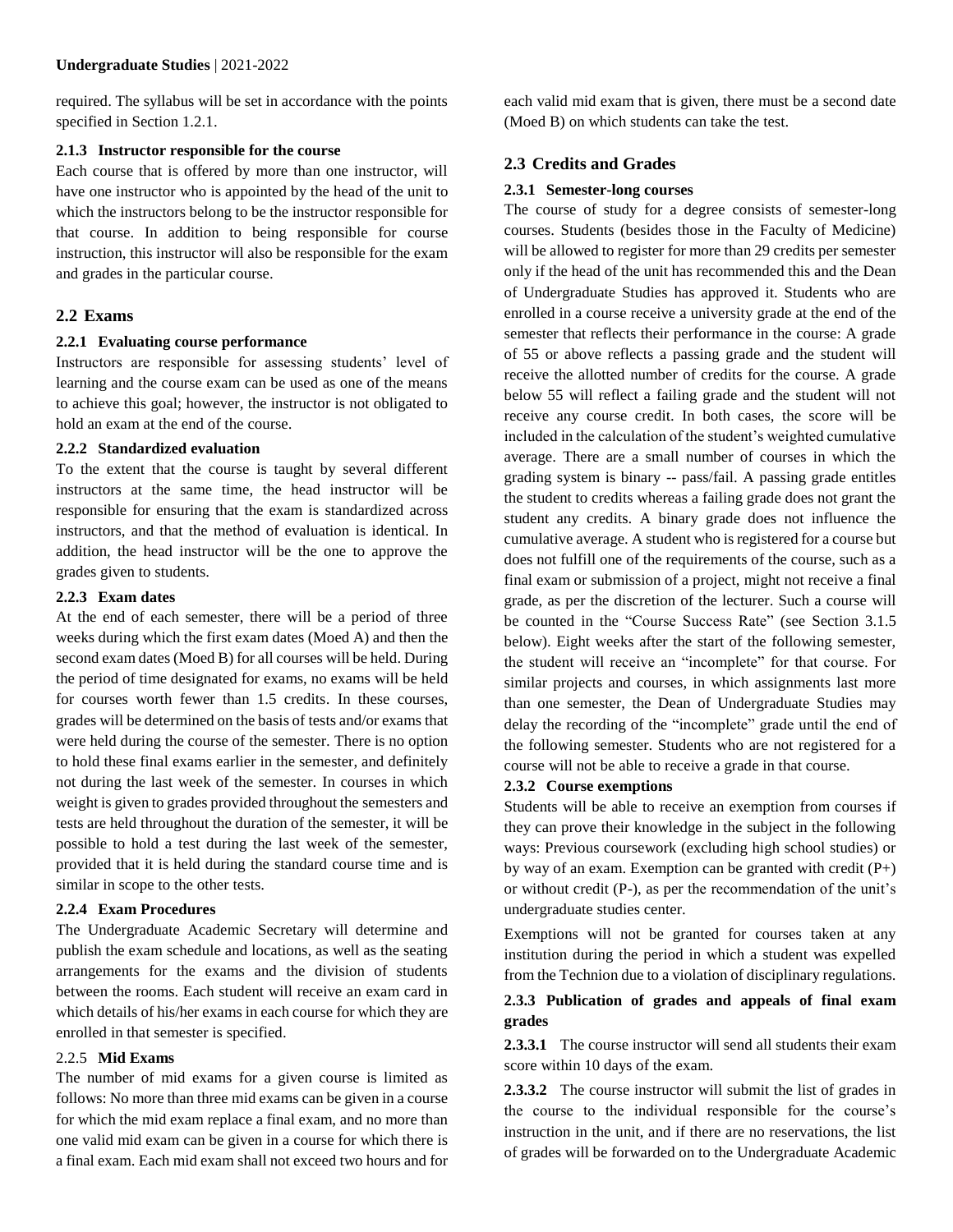required. The syllabus will be set in accordance with the points specified in Section 1.2.1.

#### 2.1.3 Instructor responsible for the course

Each course that is offered by more than one instructor, will have one instructor who is appointed by the head of the unit to which the instructors belong to be the instructor responsible for that course. In addition to being responsible for course instruction, this instructor will also be responsible for the exam and grades in the particular course.

### 2.2 Exams

#### 2.2.1 Evaluating course performance

Instructors are responsible for assessing students' level of learning and the course exam can be used as one of the means to achieve this goal; however, the instructor is not obligated to hold an exam at the end of the course.

#### 2.2.2 Standardized evaluation

To the extent that the course is taught by several different instructors at the same time, the head instructor will be responsible for ensuring that the exam is standardized across instructors, and that the method of evaluation is identical. In addition, the head instructor will be the one to approve the grades given to students.

#### 2.2.3 Exam dates

At the end of each semester, there will be a period of three weeks during which the first exam dates (Moed A) and then the second exam dates (Moed B) for all courses will be held. During the period of time designated for exams, no exams will be held for courses worth fewer than 1.5 credits. In these courses, grades will be determined on the basis of tests and/or exams that were held during the course of the semester. There is no option to hold these final exams earlier in the semester, and definitely not during the last week of the semester. In courses in which weight is given to grades provided throughout the semesters and tests are held throughout the duration of the semester, it will be possible to hold a test during the last week of the semester, provided that it is held during the standard course time and is similar in scope to the other tests.

#### 2.2.4 Exam Procedures

The Undergraduate Academic Secretary will determine and publish the exam schedule and locations, as well as the seating arrangements for the exams and the division of students between the rooms. Each student will receive an exam card in which details of his/her exams in each course for which they are enrolled in that semester is specified.

#### 2.2.5 Mid Exams

The number of mid exams for a given course is limited as follows: No more than three mid exams can be given in a course for which the mid exam replace a final exam, and no more than one valid mid exam can be given in a course for which there is a final exam. Each mid exam shall not exceed two hours and for each valid mid exam that is given, there must be a second date (Moed B) on which students can take the test.

### 2.3 Credits and Grades

#### 2.3.1 Semester-long courses

The course of study for a degree consists of semester-long courses. Students (besides those in the Faculty of Medicine) will be allowed to register for more than 29 credits per semester only if the head of the unit has recommended this and the Dean of Undergraduate Studies has approved it. Students who are enrolled in a course receive a university grade at the end of the semester that reflects their performance in the course: A grade of 55 or above reflects a passing grade and the student will receive the allotted number of credits for the course. A grade below 55 will reflect a failing grade and the student will not receive any course credit. In both cases, the score will be included in the calculation of the student's weighted cumulative average. There are a small number of courses in which the grading system is binary -- pass/fail. A passing grade entitles the student to credits whereas a failing grade does not grant the student any credits. A binary grade does not influence the cumulative average. A student who is registered for a course but does not fulfill one of the requirements of the course, such as a final exam or submission of a project, might not receive a final grade, as per the discretion of the lecturer. Such a course will be counted in the "Course Success Rate" (see Section 3.1.5 below). Eight weeks after the start of the following semester, the student will receive an "incomplete" for that course. For similar projects and courses, in which assignments last more than one semester, the Dean of Undergraduate Studies may delay the recording of the "incomplete" grade until the end of the following semester. Students who are not registered for a course will not be able to receive a grade in that course.

#### 2.3.2 Course exemptions

Students will be able to receive an exemption from courses if they can prove their knowledge in the subject in the following ways: Previous coursework (excluding high school studies) or by way of an exam. Exemption can be granted with credit (P+) or without credit (P-), as per the recommendation of the unit's undergraduate studies center.

Exemptions will not be granted for courses taken at any institution during the period in which a student was expelled from the Technion due to a violation of disciplinary regulations.

#### 2.3.3 Publication of grades and appeals of final exam grades

**2.3.3.1** The course instructor will send all students their exam score within 10 days of the exam.

**2.3.3.2** The course instructor will submit the list of grades in the course to the individual responsible for the course's instruction in the unit, and if there are no reservations, the list of grades will be forwarded on to the Undergraduate Academic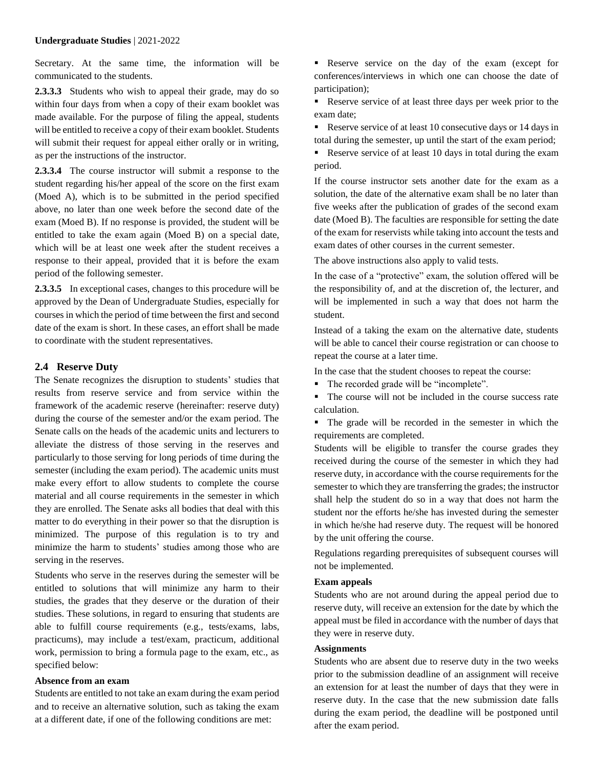Secretary. At the same time, the information will be communicated to the students.

**2.3.3.3** Students who wish to appeal their grade, may do so within four days from when a copy of their exam booklet was made available. For the purpose of filing the appeal, students will be entitled to receive a copy of their exam booklet. Students will submit their request for appeal either orally or in writing, as per the instructions of the instructor.

**2.3.3.4** The course instructor will submit a response to the student regarding his/her appeal of the score on the first exam (Moed A), which is to be submitted in the period specified above, no later than one week before the second date of the exam (Moed B). If no response is provided, the student will be entitled to take the exam again (Moed B) on a special date, which will be at least one week after the student receives a response to their appeal, provided that it is before the exam period of the following semester.

**2.3.3.5** In exceptional cases, changes to this procedure will be approved by the Dean of Undergraduate Studies, especially for courses in which the period of time between the first and second date of the exam is short. In these cases, an effort shall be made to coordinate with the student representatives.

## 2.4 Reserve Duty

The Senate recognizes the disruption to students' studies that results from reserve service and from service within the framework of the academic reserve (hereinafter: reserve duty) during the course of the semester and/or the exam period. The Senate calls on the heads of the academic units and lecturers to alleviate the distress of those serving in the reserves and particularly to those serving for long periods of time during the semester (including the exam period). The academic units must make every effort to allow students to complete the course material and all course requirements in the semester in which they are enrolled. The Senate asks all bodies that deal with this matter to do everything in their power so that the disruption is minimized. The purpose of this regulation is to try and minimize the harm to students' studies among those who are serving in the reserves.

Students who serve in the reserves during the semester will be entitled to solutions that will minimize any harm to their studies, the grades that they deserve or the duration of their studies. These solutions, in regard to ensuring that students are able to fulfill course requirements (e.g., tests/exams, labs, practicums), may include a test/exam, practicum, additional work, permission to bring a formula page to the exam, etc., as specified below:

**Absence from an exam**

Students are entitled to not take an exam during the exam period and to receive an alternative solution, such as taking the exam at a different date, if one of the following conditions are met:

- Reserve service on the day of the exam (except for conferences/interviews in which one can choose the date of participation);
- Reserve service of at least three days per week prior to the exam date;
- Reserve service of at least 10 consecutive days or 14 days in total during the semester, up until the start of the exam period;
- Reserve service of at least 10 days in total during the exam period.

If the course instructor sets another date for the exam as a solution, the date of the alternative exam shall be no later than five weeks after the publication of grades of the second exam date (Moed B). The faculties are responsible for setting the date of the exam for reservists while taking into account the tests and exam dates of other courses in the current semester.

The above instructions also apply to valid tests.

In the case of a "protective" exam, the solution offered will be the responsibility of, and at the discretion of, the lecturer, and will be implemented in such a way that does not harm the student.

Instead of a taking the exam on the alternative date, students will be able to cancel their course registration or can choose to repeat the course at a later time.

In the case that the student chooses to repeat the course:

- The recorded grade will be "incomplete".
- The course will not be included in the course success rate calculation.
- The grade will be recorded in the semester in which the requirements are completed.

Students will be eligible to transfer the course grades they received during the course of the semester in which they had reserve duty, in accordance with the course requirements for the semester to which they are transferring the grades; the instructor shall help the student do so in a way that does not harm the student nor the efforts he/she has invested during the semester in which he/she had reserve duty. The request will be honored by the unit offering the course.

Regulations regarding prerequisites of subsequent courses will not be implemented.

**Exam appeals**

Students who are not around during the appeal period due to reserve duty, will receive an extension for the date by which the appeal must be filed in accordance with the number of days that they were in reserve duty.

**Assignments**

Students who are absent due to reserve duty in the two weeks prior to the submission deadline of an assignment will receive an extension for at least the number of days that they were in reserve duty. In the case that the new submission date falls during the exam period, the deadline will be postponed until after the exam period.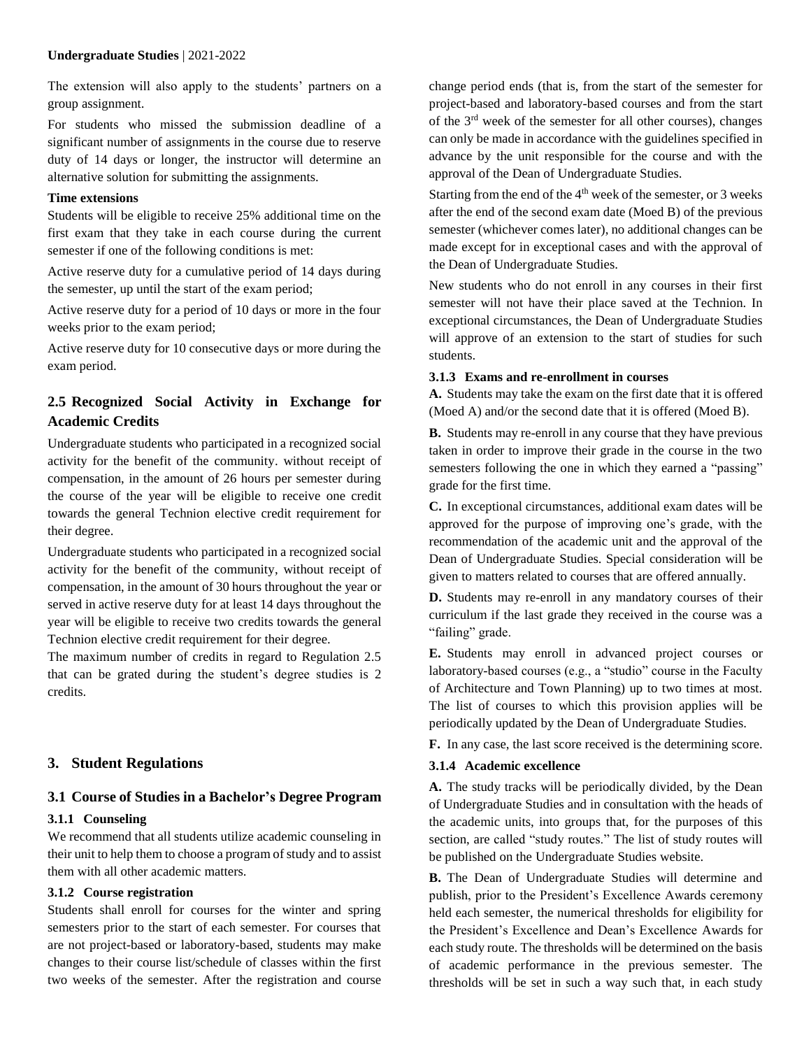The extension will also apply to the students' partners on a group assignment.

For students who missed the submission deadline of a significant number of assignments in the course due to reserve duty of 14 days or longer, the instructor will determine an alternative solution for submitting the assignments.

**Time extensions**

Students will be eligible to receive 25% additional time on the first exam that they take in each course during the current semester if one of the following conditions is met:

Active reserve duty for a cumulative period of 14 days during the semester, up until the start of the exam period;

Active reserve duty for a period of 10 days or more in the four weeks prior to the exam period;

Active reserve duty for 10 consecutive days or more during the exam period.

## 2.5 Recognized Social Activity in Exchange for Academic Credits

Undergraduate students who participated in a recognized social activity for the benefit of the community. without receipt of compensation, in the amount of 26 hours per semester during the course of the year will be eligible to receive one credit towards the general Technion elective credit requirement for their degree.

Undergraduate students who participated in a recognized social activity for the benefit of the community, without receipt of compensation, in the amount of 30 hours throughout the year or served in active reserve duty for at least 14 days throughout the year will be eligible to receive two credits towards the general Technion elective credit requirement for their degree.

The maximum number of credits in regard to Regulation 2.5 that can be grated during the student's degree studies is 2 credits.

# 3. Student Regulations

## 3.1 Course of Studies in a Bachelor's Degree Program

### 3.1.1 Counseling

We recommend that all students utilize academic counseling in their unit to help them to choose a program of study and to assist them with all other academic matters.

### 3.1.2 Course registration

Students shall enroll for courses for the winter and spring semesters prior to the start of each semester. For courses that are not project-based or laboratory-based, students may make changes to their course list/schedule of classes within the first two weeks of the semester. After the registration and course change period ends (that is, from the start of the semester for project-based and laboratory-based courses and from the start of the 3rd week of the semester for all other courses), changes can only be made in accordance with the guidelines specified in advance by the unit responsible for the course and with the approval of the Dean of Undergraduate Studies.

Starting from the end of the 4th week of the semester, or 3 weeks after the end of the second exam date (Moed B) of the previous semester (whichever comes later), no additional changes can be made except for in exceptional cases and with the approval of the Dean of Undergraduate Studies.

New students who do not enroll in any courses in their first semester will not have their place saved at the Technion. In exceptional circumstances, the Dean of Undergraduate Studies will approve of an extension to the start of studies for such students.

### 3.1.3 Exams and re-enrollment in courses

**A.** Students may take the exam on the first date that it is offered (Moed A) and/or the second date that it is offered (Moed B).

**B.** Students may re-enroll in any course that they have previous taken in order to improve their grade in the course in the two semesters following the one in which they earned a "passing" grade for the first time.

**C.** In exceptional circumstances, additional exam dates will be approved for the purpose of improving one's grade, with the recommendation of the academic unit and the approval of the Dean of Undergraduate Studies. Special consideration will be given to matters related to courses that are offered annually.

**D.** Students may re-enroll in any mandatory courses of their curriculum if the last grade they received in the course was a "failing" grade.

**E.** Students may enroll in advanced project courses or laboratory-based courses (e.g., a "studio" course in the Faculty of Architecture and Town Planning) up to two times at most. The list of courses to which this provision applies will be periodically updated by the Dean of Undergraduate Studies.

**F.** In any case, the last score received is the determining score.

### 3.1.4 Academic excellence

**A.** The study tracks will be periodically divided, by the Dean of Undergraduate Studies and in consultation with the heads of the academic units, into groups that, for the purposes of this section, are called "study routes." The list of study routes will be published on the Undergraduate Studies website.

**B.** The Dean of Undergraduate Studies will determine and publish, prior to the President's Excellence Awards ceremony held each semester, the numerical thresholds for eligibility for the President's Excellence and Dean's Excellence Awards for each study route. The thresholds will be determined on the basis of academic performance in the previous semester. The thresholds will be set in such a way such that, in each study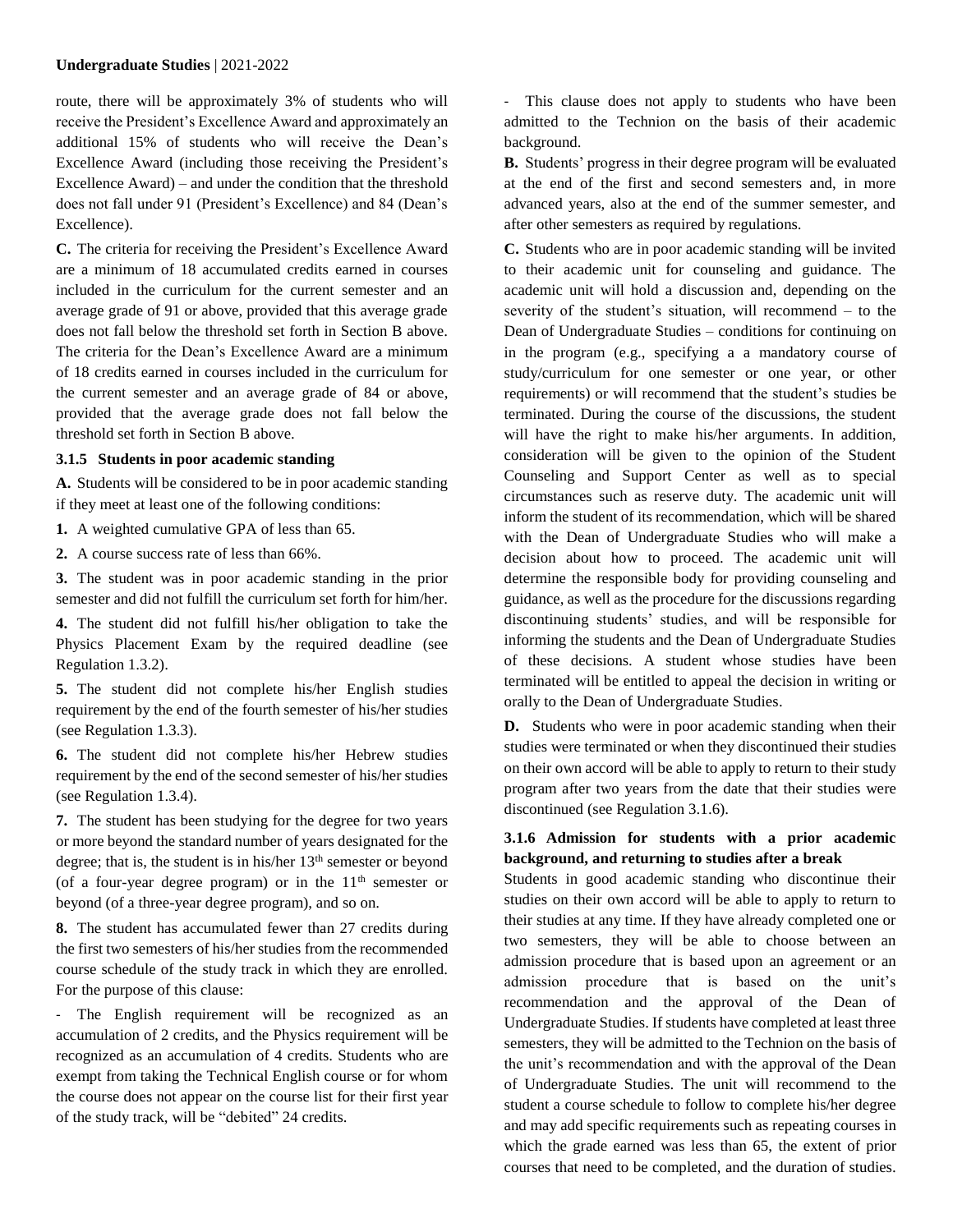route, there will be approximately 3% of students who will receive the President's Excellence Award and approximately an additional 15% of students who will receive the Dean's Excellence Award (including those receiving the President's Excellence Award) – and under the condition that the threshold does not fall under 91 (President's Excellence) and 84 (Dean's Excellence).

**C.** The criteria for receiving the President's Excellence Award are a minimum of 18 accumulated credits earned in courses included in the curriculum for the current semester and an average grade of 91 or above, provided that this average grade does not fall below the threshold set forth in Section B above. The criteria for the Dean's Excellence Award are a minimum of 18 credits earned in courses included in the curriculum for the current semester and an average grade of 84 or above, provided that the average grade does not fall below the threshold set forth in Section B above.

### 3.1.5 Students in poor academic standing

**A.** Students will be considered to be in poor academic standing if they meet at least one of the following conditions:

**1.** A weighted cumulative GPA of less than 65.

**2.** A course success rate of less than 66%.

**3.** The student was in poor academic standing in the prior semester and did not fulfill the curriculum set forth for him/her.

**4.** The student did not fulfill his/her obligation to take the Physics Placement Exam by the required deadline (see Regulation 1.3.2).

**5.** The student did not complete his/her English studies requirement by the end of the fourth semester of his/her studies (see Regulation 1.3.3).

**6.** The student did not complete his/her Hebrew studies requirement by the end of the second semester of his/her studies (see Regulation 1.3.4).

**7.** The student has been studying for the degree for two years or more beyond the standard number of years designated for the degree; that is, the student is in his/her 13th semester or beyond (of a four-year degree program) or in the 11th semester or beyond (of a three-year degree program), and so on.

**8.** The student has accumulated fewer than 27 credits during the first two semesters of his/her studies from the recommended course schedule of the study track in which they are enrolled. For the purpose of this clause:

- The English requirement will be recognized as an accumulation of 2 credits, and the Physics requirement will be recognized as an accumulation of 4 credits. Students who are exempt from taking the Technical English course or for whom the course does not appear on the course list for their first year of the study track, will be "debited" 24 credits.

- This clause does not apply to students who have been admitted to the Technion on the basis of their academic background.

**B.** Students' progress in their degree program will be evaluated at the end of the first and second semesters and, in more advanced years, also at the end of the summer semester, and after other semesters as required by regulations.

**C.** Students who are in poor academic standing will be invited to their academic unit for counseling and guidance. The academic unit will hold a discussion and, depending on the severity of the student's situation, will recommend – to the Dean of Undergraduate Studies – conditions for continuing on in the program (e.g., specifying a a mandatory course of study/curriculum for one semester or one year, or other requirements) or will recommend that the student's studies be terminated. During the course of the discussions, the student will have the right to make his/her arguments. In addition, consideration will be given to the opinion of the Student Counseling and Support Center as well as to special circumstances such as reserve duty. The academic unit will inform the student of its recommendation, which will be shared with the Dean of Undergraduate Studies who will make a decision about how to proceed. The academic unit will determine the responsible body for providing counseling and guidance, as well as the procedure for the discussions regarding discontinuing students' studies, and will be responsible for informing the students and the Dean of Undergraduate Studies of these decisions. A student whose studies have been terminated will be entitled to appeal the decision in writing or orally to the Dean of Undergraduate Studies.

**D.** Students who were in poor academic standing when their studies were terminated or when they discontinued their studies on their own accord will be able to apply to return to their study program after two years from the date that their studies were discontinued (see Regulation 3.1.6).

### 3.1.6 Admission for students with a prior academic background, and returning to studies after a break

Students in good academic standing who discontinue their studies on their own accord will be able to apply to return to their studies at any time. If they have already completed one or two semesters, they will be able to choose between an admission procedure that is based upon an agreement or an admission procedure that is based on the unit's recommendation and the approval of the Dean of Undergraduate Studies. If students have completed at least three semesters, they will be admitted to the Technion on the basis of the unit's recommendation and with the approval of the Dean of Undergraduate Studies. The unit will recommend to the student a course schedule to follow to complete his/her degree and may add specific requirements such as repeating courses in which the grade earned was less than 65, the extent of prior courses that need to be completed, and the duration of studies.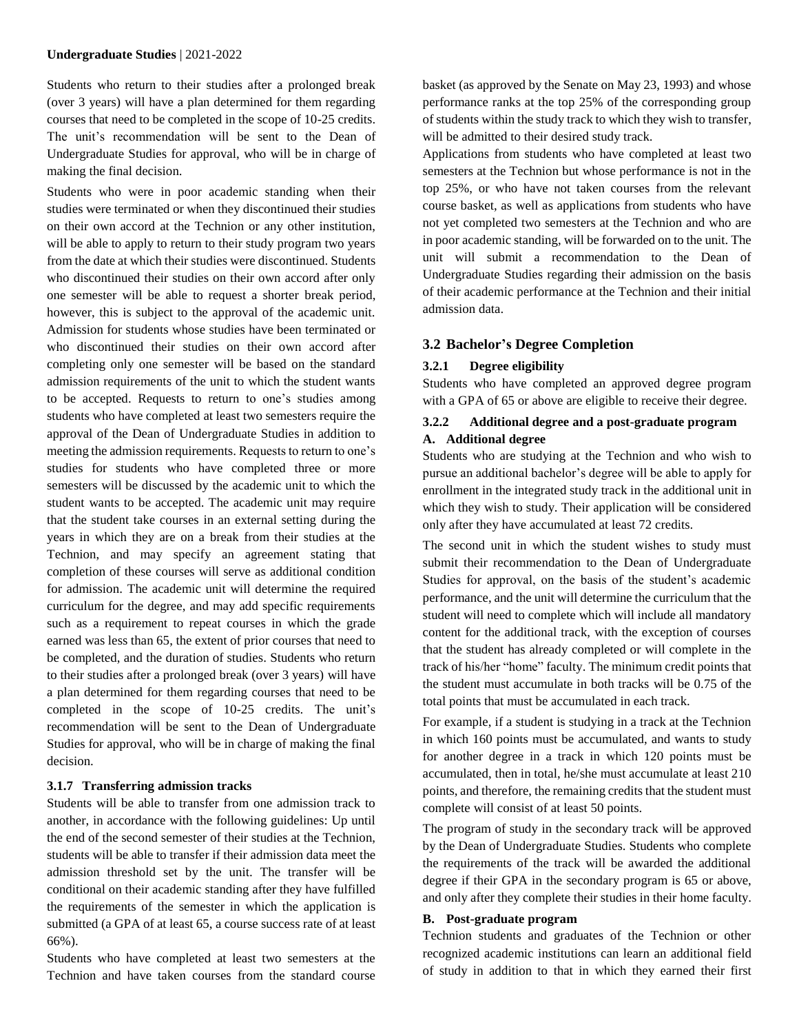Students who return to their studies after a prolonged break (over 3 years) will have a plan determined for them regarding courses that need to be completed in the scope of 10-25 credits. The unit's recommendation will be sent to the Dean of Undergraduate Studies for approval, who will be in charge of making the final decision.

Students who were in poor academic standing when their studies were terminated or when they discontinued their studies on their own accord at the Technion or any other institution, will be able to apply to return to their study program two years from the date at which their studies were discontinued. Students who discontinued their studies on their own accord after only one semester will be able to request a shorter break period, however, this is subject to the approval of the academic unit. Admission for students whose studies have been terminated or who discontinued their studies on their own accord after completing only one semester will be based on the standard admission requirements of the unit to which the student wants to be accepted. Requests to return to one's studies among students who have completed at least two semesters require the approval of the Dean of Undergraduate Studies in addition to meeting the admission requirements. Requests to return to one's studies for students who have completed three or more semesters will be discussed by the academic unit to which the student wants to be accepted. The academic unit may require that the student take courses in an external setting during the years in which they are on a break from their studies at the Technion, and may specify an agreement stating that completion of these courses will serve as additional condition for admission. The academic unit will determine the required curriculum for the degree, and may add specific requirements such as a requirement to repeat courses in which the grade earned was less than 65, the extent of prior courses that need to be completed, and the duration of studies. Students who return to their studies after a prolonged break (over 3 years) will have a plan determined for them regarding courses that need to be completed in the scope of 10-25 credits. The unit's recommendation will be sent to the Dean of Undergraduate Studies for approval, who will be in charge of making the final decision.

#### 3.1.7 Transferring admission tracks

Students will be able to transfer from one admission track to another, in accordance with the following guidelines: Up until the end of the second semester of their studies at the Technion, students will be able to transfer if their admission data meet the admission threshold set by the unit. The transfer will be conditional on their academic standing after they have fulfilled the requirements of the semester in which the application is submitted (a GPA of at least 65, a course success rate of at least 66%).

Students who have completed at least two semesters at the Technion and have taken courses from the standard course basket (as approved by the Senate on May 23, 1993) and whose performance ranks at the top 25% of the corresponding group of students within the study track to which they wish to transfer, will be admitted to their desired study track.

Applications from students who have completed at least two semesters at the Technion but whose performance is not in the top 25%, or who have not taken courses from the relevant course basket, as well as applications from students who have not yet completed two semesters at the Technion and who are in poor academic standing, will be forwarded on to the unit. The unit will submit a recommendation to the Dean of Undergraduate Studies regarding their admission on the basis of their academic performance at the Technion and their initial admission data.

### 3.2 Bachelor's Degree Completion

#### 3.2.1 Degree eligibility

Students who have completed an approved degree program with a GPA of 65 or above are eligible to receive their degree.

#### 3.2.2 Additional degree and a post-graduate program

**A. Additional degree**

Students who are studying at the Technion and who wish to pursue an additional bachelor's degree will be able to apply for enrollment in the integrated study track in the additional unit in which they wish to study. Their application will be considered only after they have accumulated at least 72 credits.

The second unit in which the student wishes to study must submit their recommendation to the Dean of Undergraduate Studies for approval, on the basis of the student's academic performance, and the unit will determine the curriculum that the student will need to complete which will include all mandatory content for the additional track, with the exception of courses that the student has already completed or will complete in the track of his/her "home" faculty. The minimum credit points that the student must accumulate in both tracks will be 0.75 of the total points that must be accumulated in each track.

For example, if a student is studying in a track at the Technion in which 160 points must be accumulated, and wants to study for another degree in a track in which 120 points must be accumulated, then in total, he/she must accumulate at least 210 points, and therefore, the remaining credits that the student must complete will consist of at least 50 points.

The program of study in the secondary track will be approved by the Dean of Undergraduate Studies. Students who complete the requirements of the track will be awarded the additional degree if their GPA in the secondary program is 65 or above, and only after they complete their studies in their home faculty.

**B. Post-graduate program**

Technion students and graduates of the Technion or other recognized academic institutions can learn an additional field of study in addition to that in which they earned their first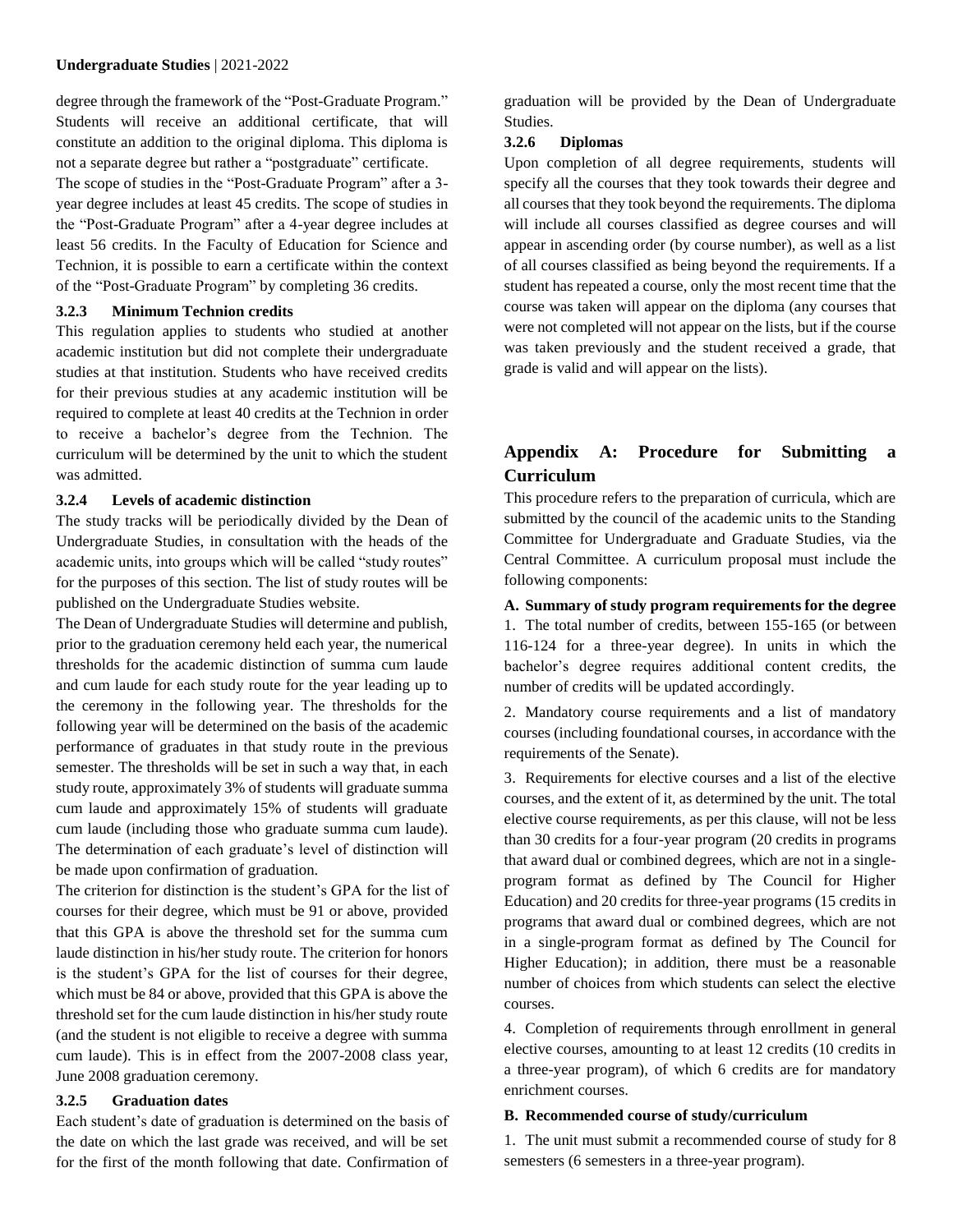degree through the framework of the "Post-Graduate Program." Students will receive an additional certificate, that will constitute an addition to the original diploma. This diploma is not a separate degree but rather a "postgraduate" certificate.

The scope of studies in the "Post-Graduate Program" after a 3-year degree includes at least 45 credits. The scope of studies in the "Post-Graduate Program" after a 4-year degree includes at least 56 credits. In the Faculty of Education for Science and Technion, it is possible to earn a certificate within the context of the "Post-Graduate Program" by completing 36 credits.

### 3.2.3 Minimum Technion credits

This regulation applies to students who studied at another academic institution but did not complete their undergraduate studies at that institution. Students who have received credits for their previous studies at any academic institution will be required to complete at least 40 credits at the Technion in order to receive a bachelor's degree from the Technion. The curriculum will be determined by the unit to which the student was admitted.

### 3.2.4 Levels of academic distinction

The study tracks will be periodically divided by the Dean of Undergraduate Studies, in consultation with the heads of the academic units, into groups which will be called "study routes" for the purposes of this section. The list of study routes will be published on the Undergraduate Studies website.

The Dean of Undergraduate Studies will determine and publish, prior to the graduation ceremony held each year, the numerical thresholds for the academic distinction of summa cum laude and cum laude for each study route for the year leading up to the ceremony in the following year. The thresholds for the following year will be determined on the basis of the academic performance of graduates in that study route in the previous semester. The thresholds will be set in such a way that, in each study route, approximately 3% of students will graduate summa cum laude and approximately 15% of students will graduate cum laude (including those who graduate summa cum laude). The determination of each graduate's level of distinction will be made upon confirmation of graduation.

The criterion for distinction is the student's GPA for the list of courses for their degree, which must be 91 or above, provided that this GPA is above the threshold set for the summa cum laude distinction in his/her study route. The criterion for honors is the student's GPA for the list of courses for their degree, which must be 84 or above, provided that this GPA is above the threshold set for the cum laude distinction in his/her study route (and the student is not eligible to receive a degree with summa cum laude). This is in effect from the 2007-2008 class year, June 2008 graduation ceremony.

### 3.2.5 Graduation dates

Each student's date of graduation is determined on the basis of the date on which the last grade was received, and will be set for the first of the month following that date. Confirmation of graduation will be provided by the Dean of Undergraduate Studies.

### 3.2.6 Diplomas

Upon completion of all degree requirements, students will specify all the courses that they took towards their degree and all courses that they took beyond the requirements. The diploma will include all courses classified as degree courses and will appear in ascending order (by course number), as well as a list of all courses classified as being beyond the requirements. If a student has repeated a course, only the most recent time that the course was taken will appear on the diploma (any courses that were not completed will not appear on the lists, but if the course was taken previously and the student received a grade, that grade is valid and will appear on the lists).

## Appendix A: Procedure for Submitting a Curriculum

This procedure refers to the preparation of curricula, which are submitted by the council of the academic units to the Standing Committee for Undergraduate and Graduate Studies, via the Central Committee. A curriculum proposal must include the following components:

**A. Summary of study program requirements for the degree**

1. The total number of credits, between 155-165 (or between 116-124 for a three-year degree). In units in which the bachelor's degree requires additional content credits, the number of credits will be updated accordingly.

2. Mandatory course requirements and a list of mandatory courses (including foundational courses, in accordance with the requirements of the Senate).

3. Requirements for elective courses and a list of the elective courses, and the extent of it, as determined by the unit. The total elective course requirements, as per this clause, will not be less than 30 credits for a four-year program (20 credits in programs that award dual or combined degrees, which are not in a single-program format as defined by The Council for Higher Education) and 20 credits for three-year programs (15 credits in programs that award dual or combined degrees, which are not in a single-program format as defined by The Council for Higher Education); in addition, there must be a reasonable number of choices from which students can select the elective courses.

4. Completion of requirements through enrollment in general elective courses, amounting to at least 12 credits (10 credits in a three-year program), of which 6 credits are for mandatory enrichment courses.

**B. Recommended course of study/curriculum**

1. The unit must submit a recommended course of study for 8 semesters (6 semesters in a three-year program).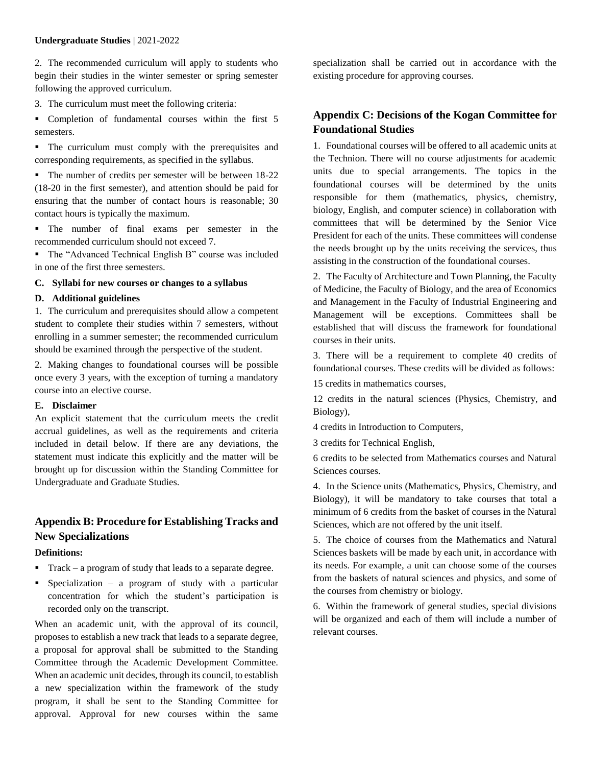2. The recommended curriculum will apply to students who begin their studies in the winter semester or spring semester following the approved curriculum.

3. The curriculum must meet the following criteria:

- Completion of fundamental courses within the first 5 semesters.
- The curriculum must comply with the prerequisites and corresponding requirements, as specified in the syllabus.
- The number of credits per semester will be between 18-22 (18-20 in the first semester), and attention should be paid for ensuring that the number of contact hours is reasonable; 30 contact hours is typically the maximum.
- The number of final exams per semester in the recommended curriculum should not exceed 7.
- The "Advanced Technical English B" course was included in one of the first three semesters.

#### C. Syllabi for new courses or changes to a syllabus

#### D. Additional guidelines

1. The curriculum and prerequisites should allow a competent student to complete their studies within 7 semesters, without enrolling in a summer semester; the recommended curriculum should be examined through the perspective of the student.

2. Making changes to foundational courses will be possible once every 3 years, with the exception of turning a mandatory course into an elective course.

#### E. Disclaimer

An explicit statement that the curriculum meets the credit accrual guidelines, as well as the requirements and criteria included in detail below. If there are any deviations, the statement must indicate this explicitly and the matter will be brought up for discussion within the Standing Committee for Undergraduate and Graduate Studies.

## Appendix B: Procedure for Establishing Tracks and New Specializations

**Definitions:**

- Track – a program of study that leads to a separate degree.
- Specialization – a program of study with a particular concentration for which the student's participation is recorded only on the transcript.

When an academic unit, with the approval of its council, proposes to establish a new track that leads to a separate degree, a proposal for approval shall be submitted to the Standing Committee through the Academic Development Committee. When an academic unit decides, through its council, to establish a new specialization within the framework of the study program, it shall be sent to the Standing Committee for approval. Approval for new courses within the same specialization shall be carried out in accordance with the existing procedure for approving courses.

## Appendix C: Decisions of the Kogan Committee for Foundational Studies

1. Foundational courses will be offered to all academic units at the Technion. There will no course adjustments for academic units due to special arrangements. The topics in the foundational courses will be determined by the units responsible for them (mathematics, physics, chemistry, biology, English, and computer science) in collaboration with committees that will be determined by the Senior Vice President for each of the units. These committees will condense the needs brought up by the units receiving the services, thus assisting in the construction of the foundational courses.

2. The Faculty of Architecture and Town Planning, the Faculty of Medicine, the Faculty of Biology, and the area of Economics and Management in the Faculty of Industrial Engineering and Management will be exceptions. Committees shall be established that will discuss the framework for foundational courses in their units.

3. There will be a requirement to complete 40 credits of foundational courses. These credits will be divided as follows:

15 credits in mathematics courses,

12 credits in the natural sciences (Physics, Chemistry, and Biology),

4 credits in Introduction to Computers,

3 credits for Technical English,

6 credits to be selected from Mathematics courses and Natural Sciences courses.

4. In the Science units (Mathematics, Physics, Chemistry, and Biology), it will be mandatory to take courses that total a minimum of 6 credits from the basket of courses in the Natural Sciences, which are not offered by the unit itself.

5. The choice of courses from the Mathematics and Natural Sciences baskets will be made by each unit, in accordance with its needs. For example, a unit can choose some of the courses from the baskets of natural sciences and physics, and some of the courses from chemistry or biology.

6. Within the framework of general studies, special divisions will be organized and each of them will include a number of relevant courses.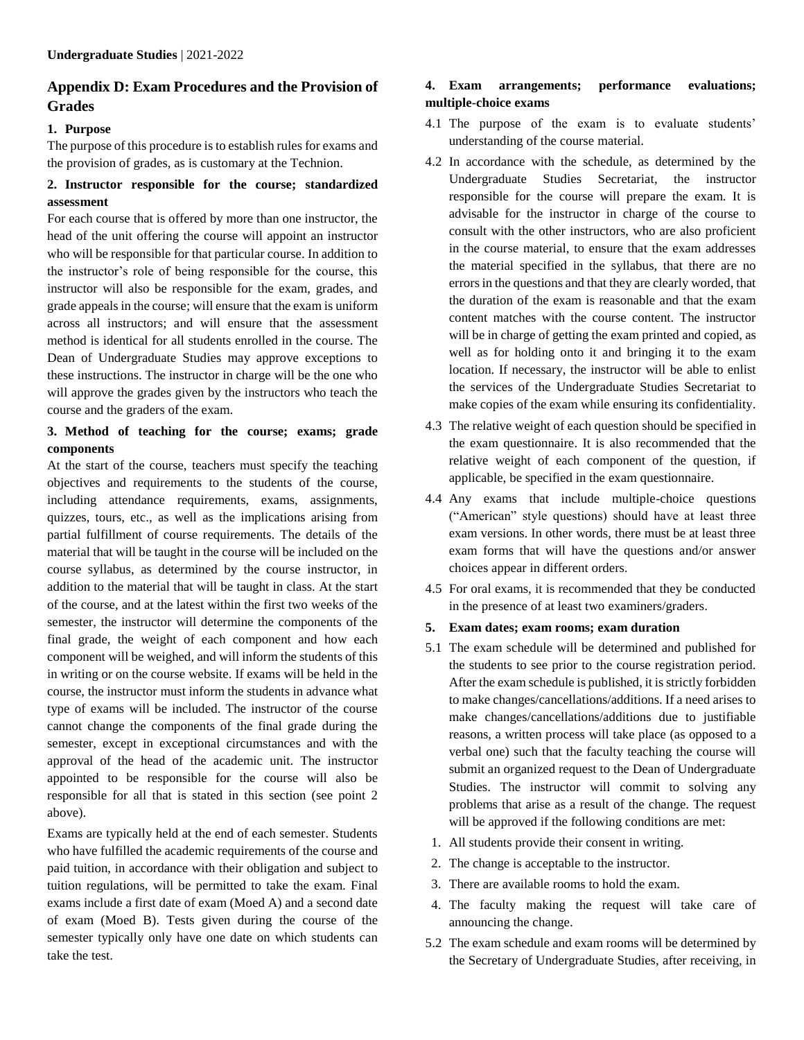## Appendix D: Exam Procedures and the Provision of Grades

### 1. Purpose

The purpose of this procedure is to establish rules for exams and the provision of grades, as is customary at the Technion.

### 2. Instructor responsible for the course; standardized assessment

For each course that is offered by more than one instructor, the head of the unit offering the course will appoint an instructor who will be responsible for that particular course. In addition to the instructor's role of being responsible for the course, this instructor will also be responsible for the exam, grades, and grade appeals in the course; will ensure that the exam is uniform across all instructors; and will ensure that the assessment method is identical for all students enrolled in the course. The Dean of Undergraduate Studies may approve exceptions to these instructions. The instructor in charge will be the one who will approve the grades given by the instructors who teach the course and the graders of the exam.

### 3. Method of teaching for the course; exams; grade components

At the start of the course, teachers must specify the teaching objectives and requirements to the students of the course, including attendance requirements, exams, assignments, quizzes, tours, etc., as well as the implications arising from partial fulfillment of course requirements. The details of the material that will be taught in the course will be included on the course syllabus, as determined by the course instructor, in addition to the material that will be taught in class. At the start of the course, and at the latest within the first two weeks of the semester, the instructor will determine the components of the final grade, the weight of each component and how each component will be weighed, and will inform the students of this in writing or on the course website. If exams will be held in the course, the instructor must inform the students in advance what type of exams will be included. The instructor of the course cannot change the components of the final grade during the semester, except in exceptional circumstances and with the approval of the head of the academic unit. The instructor appointed to be responsible for the course will also be responsible for all that is stated in this section (see point 2 above).

Exams are typically held at the end of each semester. Students who have fulfilled the academic requirements of the course and paid tuition, in accordance with their obligation and subject to tuition regulations, will be permitted to take the exam. Final exams include a first date of exam (Moed A) and a second date of exam (Moed B). Tests given during the course of the semester typically only have one date on which students can take the test.

### 4. Exam arrangements; performance evaluations; multiple-choice exams

4.1 The purpose of the exam is to evaluate students' understanding of the course material.

4.2 In accordance with the schedule, as determined by the Undergraduate Studies Secretariat, the instructor responsible for the course will prepare the exam. It is advisable for the instructor in charge of the course to consult with the other instructors, who are also proficient in the course material, to ensure that the exam addresses the material specified in the syllabus, that there are no errors in the questions and that they are clearly worded, that the duration of the exam is reasonable and that the exam content matches with the course content. The instructor will be in charge of getting the exam printed and copied, as well as for holding onto it and bringing it to the exam location. If necessary, the instructor will be able to enlist the services of the Undergraduate Studies Secretariat to make copies of the exam while ensuring its confidentiality.

4.3 The relative weight of each question should be specified in the exam questionnaire. It is also recommended that the relative weight of each component of the question, if applicable, be specified in the exam questionnaire.

4.4 Any exams that include multiple-choice questions ("American" style questions) should have at least three exam versions. In other words, there must be at least three exam forms that will have the questions and/or answer choices appear in different orders.

4.5 For oral exams, it is recommended that they be conducted in the presence of at least two examiners/graders.

### 5. Exam dates; exam rooms; exam duration

5.1 The exam schedule will be determined and published for the students to see prior to the course registration period. After the exam schedule is published, it is strictly forbidden to make changes/cancellations/additions. If a need arises to make changes/cancellations/additions due to justifiable reasons, a written process will take place (as opposed to a verbal one) such that the faculty teaching the course will submit an organized request to the Dean of Undergraduate Studies. The instructor will commit to solving any problems that arise as a result of the change. The request will be approved if the following conditions are met:

1. All students provide their consent in writing.
2. The change is acceptable to the instructor.
3. There are available rooms to hold the exam.
4. The faculty making the request will take care of announcing the change.

5.2 The exam schedule and exam rooms will be determined by the Secretary of Undergraduate Studies, after receiving, in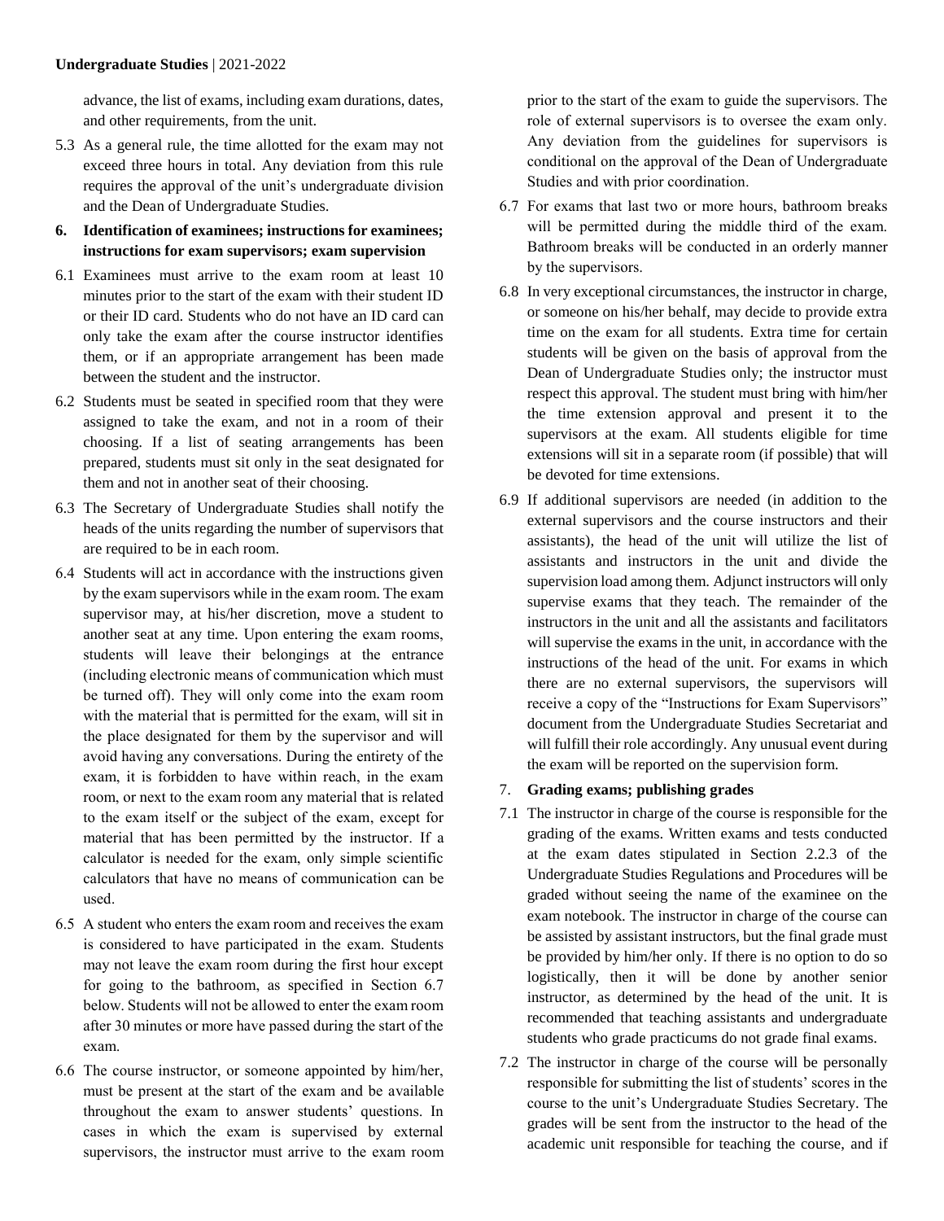advance, the list of exams, including exam durations, dates, and other requirements, from the unit.

5.3 As a general rule, the time allotted for the exam may not exceed three hours in total. Any deviation from this rule requires the approval of the unit's undergraduate division and the Dean of Undergraduate Studies.

## 6. Identification of examinees; instructions for examinees; instructions for exam supervisors; exam supervision

6.1 Examinees must arrive to the exam room at least 10 minutes prior to the start of the exam with their student ID or their ID card. Students who do not have an ID card can only take the exam after the course instructor identifies them, or if an appropriate arrangement has been made between the student and the instructor.

6.2 Students must be seated in specified room that they were assigned to take the exam, and not in a room of their choosing. If a list of seating arrangements has been prepared, students must sit only in the seat designated for them and not in another seat of their choosing.

6.3 The Secretary of Undergraduate Studies shall notify the heads of the units regarding the number of supervisors that are required to be in each room.

6.4 Students will act in accordance with the instructions given by the exam supervisors while in the exam room. The exam supervisor may, at his/her discretion, move a student to another seat at any time. Upon entering the exam rooms, students will leave their belongings at the entrance (including electronic means of communication which must be turned off). They will only come into the exam room with the material that is permitted for the exam, will sit in the place designated for them by the supervisor and will avoid having any conversations. During the entirety of the exam, it is forbidden to have within reach, in the exam room, or next to the exam room any material that is related to the exam itself or the subject of the exam, except for material that has been permitted by the instructor. If a calculator is needed for the exam, only simple scientific calculators that have no means of communication can be used.

6.5 A student who enters the exam room and receives the exam is considered to have participated in the exam. Students may not leave the exam room during the first hour except for going to the bathroom, as specified in Section 6.7 below. Students will not be allowed to enter the exam room after 30 minutes or more have passed during the start of the exam.

6.6 The course instructor, or someone appointed by him/her, must be present at the start of the exam and be available throughout the exam to answer students' questions. In cases in which the exam is supervised by external supervisors, the instructor must arrive to the exam room prior to the start of the exam to guide the supervisors. The role of external supervisors is to oversee the exam only. Any deviation from the guidelines for supervisors is conditional on the approval of the Dean of Undergraduate Studies and with prior coordination.

6.7 For exams that last two or more hours, bathroom breaks will be permitted during the middle third of the exam. Bathroom breaks will be conducted in an orderly manner by the supervisors.

6.8 In very exceptional circumstances, the instructor in charge, or someone on his/her behalf, may decide to provide extra time on the exam for all students. Extra time for certain students will be given on the basis of approval from the Dean of Undergraduate Studies only; the instructor must respect this approval. The student must bring with him/her the time extension approval and present it to the supervisors at the exam. All students eligible for time extensions will sit in a separate room (if possible) that will be devoted for time extensions.

6.9 If additional supervisors are needed (in addition to the external supervisors and the course instructors and their assistants), the head of the unit will utilize the list of assistants and instructors in the unit and divide the supervision load among them. Adjunct instructors will only supervise exams that they teach. The remainder of the instructors in the unit and all the assistants and facilitators will supervise the exams in the unit, in accordance with the instructions of the head of the unit. For exams in which there are no external supervisors, the supervisors will receive a copy of the "Instructions for Exam Supervisors" document from the Undergraduate Studies Secretariat and will fulfill their role accordingly. Any unusual event during the exam will be reported on the supervision form.

## 7. Grading exams; publishing grades

7.1 The instructor in charge of the course is responsible for the grading of the exams. Written exams and tests conducted at the exam dates stipulated in Section 2.2.3 of the Undergraduate Studies Regulations and Procedures will be graded without seeing the name of the examinee on the exam notebook. The instructor in charge of the course can be assisted by assistant instructors, but the final grade must be provided by him/her only. If there is no option to do so logistically, then it will be done by another senior instructor, as determined by the head of the unit. It is recommended that teaching assistants and undergraduate students who grade practicums do not grade final exams.

7.2 The instructor in charge of the course will be personally responsible for submitting the list of students' scores in the course to the unit's Undergraduate Studies Secretary. The grades will be sent from the instructor to the head of the academic unit responsible for teaching the course, and if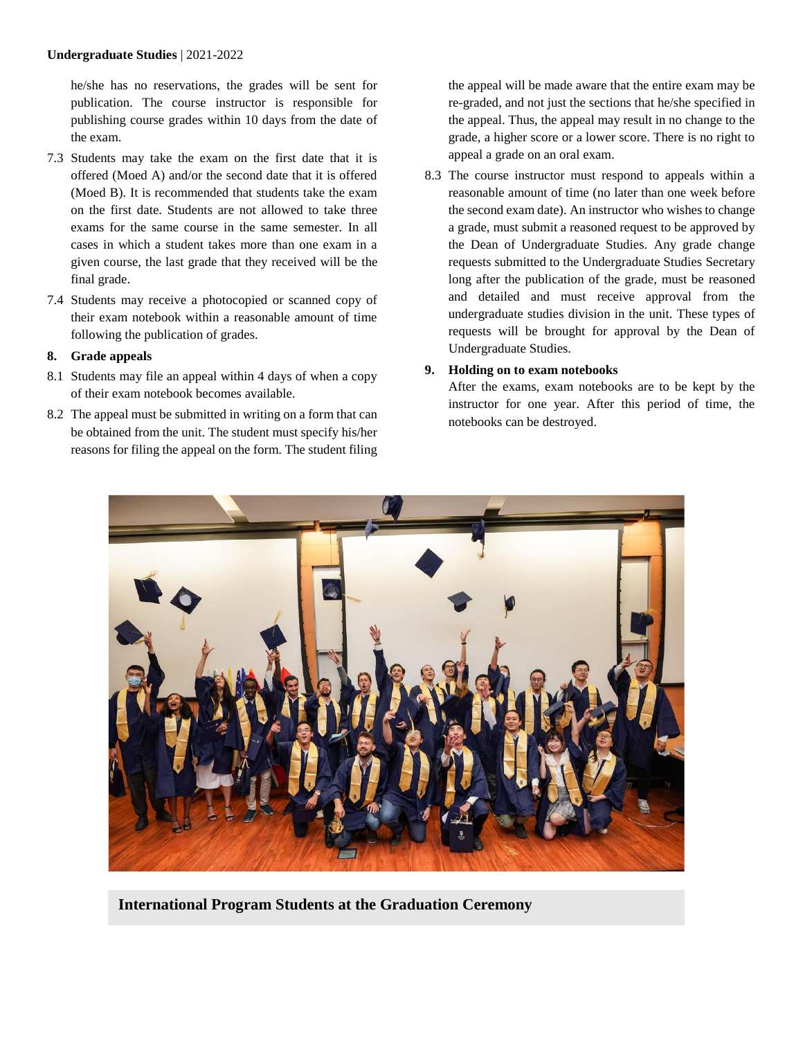he/she has no reservations, the grades will be sent for publication. The course instructor is responsible for publishing course grades within 10 days from the date of the exam.

7.3 Students may take the exam on the first date that it is offered (Moed A) and/or the second date that it is offered (Moed B). It is recommended that students take the exam on the first date. Students are not allowed to take three exams for the same course in the same semester. In all cases in which a student takes more than one exam in a given course, the last grade that they received will be the final grade.

7.4 Students may receive a photocopied or scanned copy of their exam notebook within a reasonable amount of time following the publication of grades.

## 8. Grade appeals

8.1 Students may file an appeal within 4 days of when a copy of their exam notebook becomes available.

8.2 The appeal must be submitted in writing on a form that can be obtained from the unit. The student must specify his/her reasons for filing the appeal on the form. The student filing the appeal will be made aware that the entire exam may be re-graded, and not just the sections that he/she specified in the appeal. Thus, the appeal may result in no change to the grade, a higher score or a lower score. There is no right to appeal a grade on an oral exam.

8.3 The course instructor must respond to appeals within a reasonable amount of time (no later than one week before the second exam date). An instructor who wishes to change a grade, must submit a reasoned request to be approved by the Dean of Undergraduate Studies. Any grade change requests submitted to the Undergraduate Studies Secretary long after the publication of the grade, must be reasoned and detailed and must receive approval from the undergraduate studies division in the unit. These types of requests will be brought for approval by the Dean of Undergraduate Studies.

## 9. Holding on to exam notebooks

After the exams, exam notebooks are to be kept by the instructor for one year. After this period of time, the notebooks can be destroyed.

**International Program Students at the Graduation Ceremony**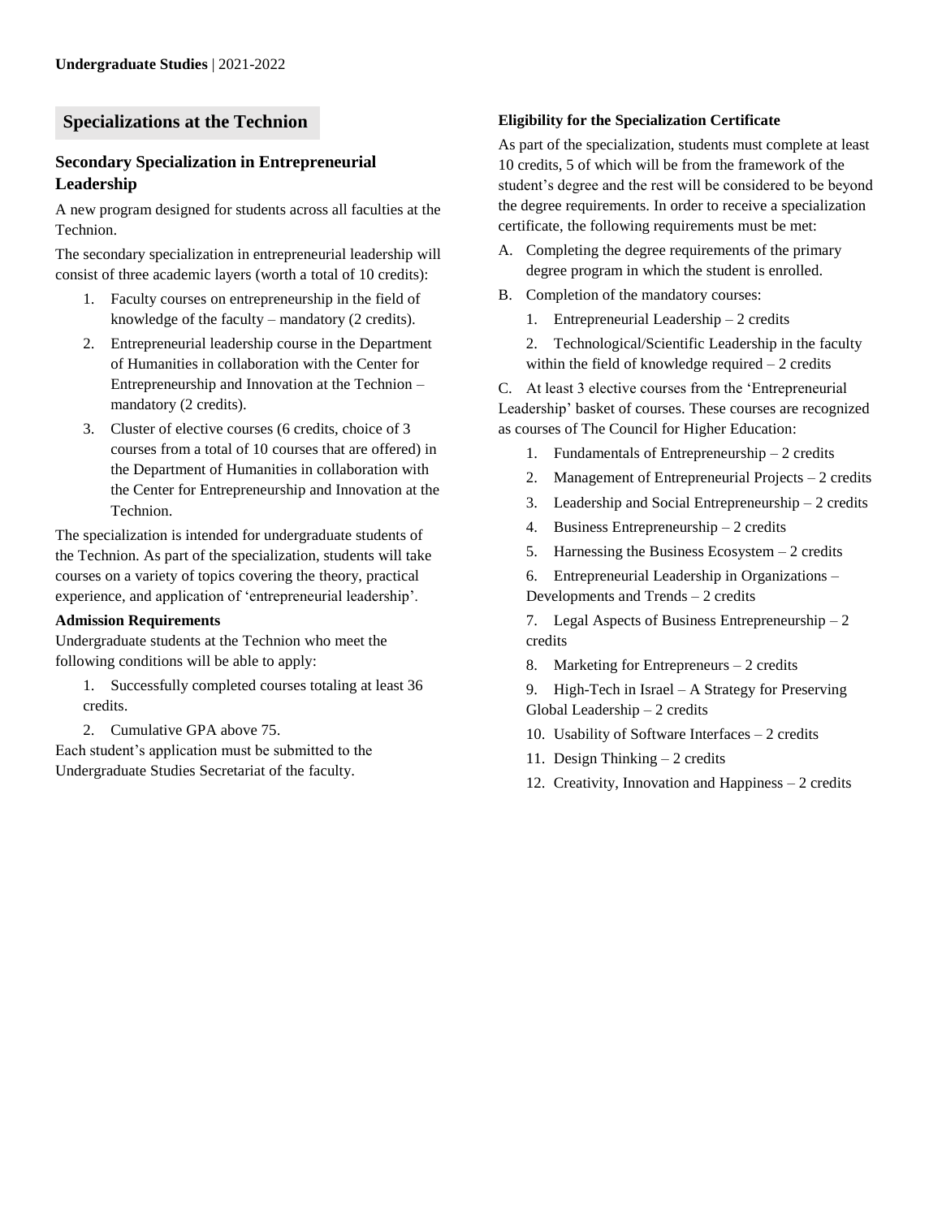## Specializations at the Technion

### Secondary Specialization in Entrepreneurial Leadership

A new program designed for students across all faculties at the Technion.

The secondary specialization in entrepreneurial leadership will consist of three academic layers (worth a total of 10 credits):

1. Faculty courses on entrepreneurship in the field of knowledge of the faculty – mandatory (2 credits).
2. Entrepreneurial leadership course in the Department of Humanities in collaboration with the Center for Entrepreneurship and Innovation at the Technion – mandatory (2 credits).
3. Cluster of elective courses (6 credits, choice of 3 courses from a total of 10 courses that are offered) in the Department of Humanities in collaboration with the Center for Entrepreneurship and Innovation at the Technion.

The specialization is intended for undergraduate students of the Technion. As part of the specialization, students will take courses on a variety of topics covering the theory, practical experience, and application of 'entrepreneurial leadership'.

**Admission Requirements**

Undergraduate students at the Technion who meet the following conditions will be able to apply:

1. Successfully completed courses totaling at least 36 credits.
2. Cumulative GPA above 75.

Each student's application must be submitted to the Undergraduate Studies Secretariat of the faculty.

**Eligibility for the Specialization Certificate**

As part of the specialization, students must complete at least 10 credits, 5 of which will be from the framework of the student's degree and the rest will be considered to be beyond the degree requirements. In order to receive a specialization certificate, the following requirements must be met:

A. Completing the degree requirements of the primary degree program in which the student is enrolled.

B. Completion of the mandatory courses:

1. Entrepreneurial Leadership – 2 credits
2. Technological/Scientific Leadership in the faculty within the field of knowledge required – 2 credits

C. At least 3 elective courses from the 'Entrepreneurial Leadership' basket of courses. These courses are recognized as courses of The Council for Higher Education:

1. Fundamentals of Entrepreneurship – 2 credits
2. Management of Entrepreneurial Projects – 2 credits
3. Leadership and Social Entrepreneurship – 2 credits
4. Business Entrepreneurship – 2 credits
5. Harnessing the Business Ecosystem – 2 credits
6. Entrepreneurial Leadership in Organizations – Developments and Trends – 2 credits
7. Legal Aspects of Business Entrepreneurship – 2 credits
8. Marketing for Entrepreneurs – 2 credits
9. High-Tech in Israel – A Strategy for Preserving Global Leadership – 2 credits
10. Usability of Software Interfaces – 2 credits
11. Design Thinking – 2 credits
12. Creativity, Innovation and Happiness – 2 credits